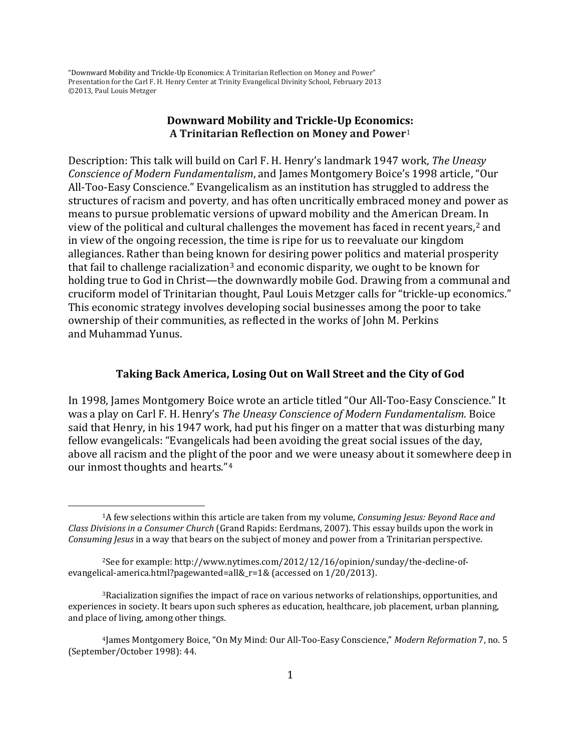"Downward Mobility and Trickle-Up Economics: A Trinitarian Reflection on Money and Power"
Presentation for the Carl F. H. Henry Center at Trinity Evangelical Divinity School, February 2013
©2013, Paul Louis Metzger

# Downward Mobility and Trickle-Up Economics: A Trinitarian Reflection on Money and Power[1]

Description: This talk will build on Carl F. H. Henry's landmark 1947 work, *The Uneasy Conscience of Modern Fundamentalism*, and James Montgomery Boice's 1998 article, "Our All-Too-Easy Conscience." Evangelicalism as an institution has struggled to address the structures of racism and poverty, and has often uncritically embraced money and power as means to pursue problematic versions of upward mobility and the American Dream. In view of the political and cultural challenges the movement has faced in recent years,[2] and in view of the ongoing recession, the time is ripe for us to reevaluate our kingdom allegiances. Rather than being known for desiring power politics and material prosperity that fail to challenge racialization[3] and economic disparity, we ought to be known for holding true to God in Christ—the downwardly mobile God. Drawing from a communal and cruciform model of Trinitarian thought, Paul Louis Metzger calls for "trickle-up economics." This economic strategy involves developing social businesses among the poor to take ownership of their communities, as reflected in the works of John M. Perkins and Muhammad Yunus.

## Taking Back America, Losing Out on Wall Street and the City of God

In 1998, James Montgomery Boice wrote an article titled "Our All-Too-Easy Conscience." It was a play on Carl F. H. Henry's *The Uneasy Conscience of Modern Fundamentalism.* Boice said that Henry, in his 1947 work, had put his finger on a matter that was disturbing many fellow evangelicals: "Evangelicals had been avoiding the great social issues of the day, above all racism and the plight of the poor and we were uneasy about it somewhere deep in our inmost thoughts and hearts."[4]

---

[1] A few selections within this article are taken from my volume, *Consuming Jesus: Beyond Race and Class Divisions in a Consumer Church* (Grand Rapids: Eerdmans, 2007). This essay builds upon the work in *Consuming Jesus* in a way that bears on the subject of money and power from a Trinitarian perspective.

[2] See for example: http://www.nytimes.com/2012/12/16/opinion/sunday/the-decline-of-evangelical-america.html?pagewanted=all&_r=1& (accessed on 1/20/2013).

[3] Racialization signifies the impact of race on various networks of relationships, opportunities, and experiences in society. It bears upon such spheres as education, healthcare, job placement, urban planning, and place of living, among other things.

[4] James Montgomery Boice, "On My Mind: Our All-Too-Easy Conscience," *Modern Reformation* 7, no. 5 (September/October 1998): 44.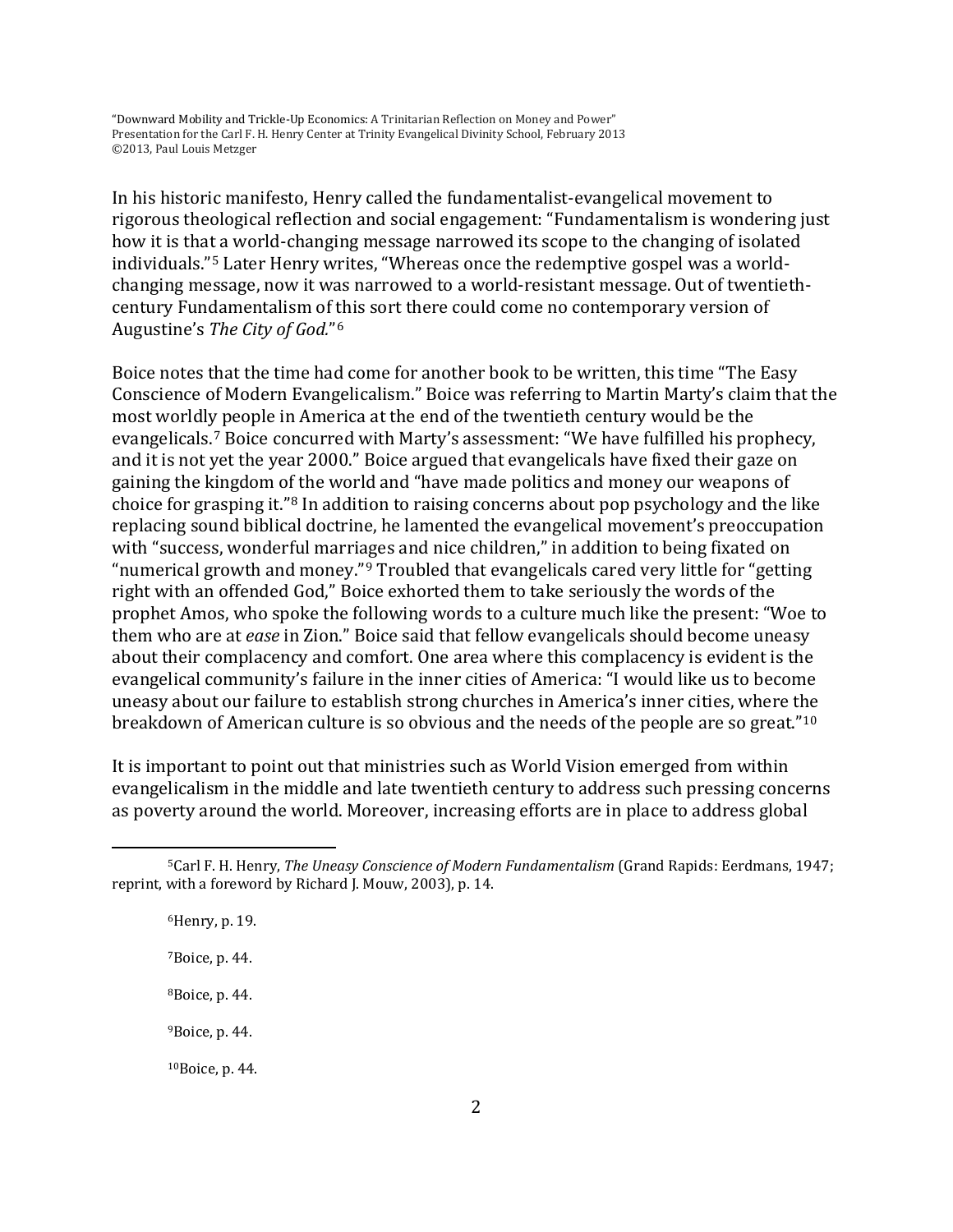In his historic manifesto, Henry called the fundamentalist-evangelical movement to rigorous theological reflection and social engagement: "Fundamentalism is wondering just how it is that a world-changing message narrowed its scope to the changing of isolated individuals."[5] Later Henry writes, "Whereas once the redemptive gospel was a world-changing message, now it was narrowed to a world-resistant message. Out of twentieth-century Fundamentalism of this sort there could come no contemporary version of Augustine's *The City of God*."[6]

Boice notes that the time had come for another book to be written, this time "The Easy Conscience of Modern Evangelicalism." Boice was referring to Martin Marty's claim that the most worldly people in America at the end of the twentieth century would be the evangelicals.[7] Boice concurred with Marty's assessment: "We have fulfilled his prophecy, and it is not yet the year 2000." Boice argued that evangelicals have fixed their gaze on gaining the kingdom of the world and "have made politics and money our weapons of choice for grasping it."[8] In addition to raising concerns about pop psychology and the like replacing sound biblical doctrine, he lamented the evangelical movement's preoccupation with "success, wonderful marriages and nice children," in addition to being fixated on "numerical growth and money."[9] Troubled that evangelicals cared very little for "getting right with an offended God," Boice exhorted them to take seriously the words of the prophet Amos, who spoke the following words to a culture much like the present: "Woe to them who are at *ease* in Zion." Boice said that fellow evangelicals should become uneasy about their complacency and comfort. One area where this complacency is evident is the evangelical community's failure in the inner cities of America: "I would like us to become uneasy about our failure to establish strong churches in America's inner cities, where the breakdown of American culture is so obvious and the needs of the people are so great."[10]

It is important to point out that ministries such as World Vision emerged from within evangelicalism in the middle and late twentieth century to address such pressing concerns as poverty around the world. Moreover, increasing efforts are in place to address global

---

[5]Carl F. H. Henry, *The Uneasy Conscience of Modern Fundamentalism* (Grand Rapids: Eerdmans, 1947; reprint, with a foreword by Richard J. Mouw, 2003), p. 14.

[6]Henry, p. 19.

[7]Boice, p. 44.

[8]Boice, p. 44.

[9]Boice, p. 44.

[10]Boice, p. 44.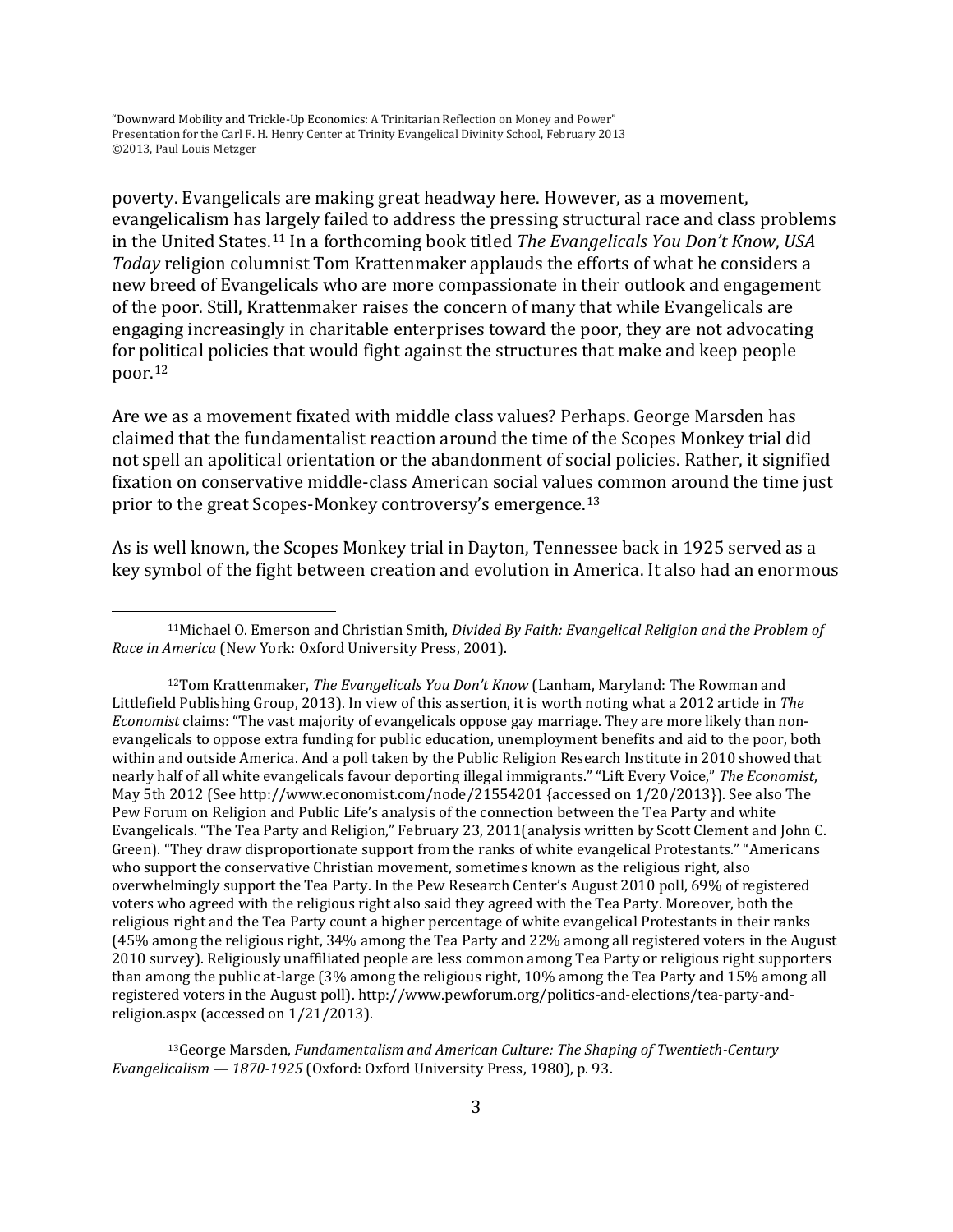poverty. Evangelicals are making great headway here. However, as a movement, evangelicalism has largely failed to address the pressing structural race and class problems in the United States.[11] In a forthcoming book titled *The Evangelicals You Don't Know*, *USA Today* religion columnist Tom Krattenmaker applauds the efforts of what he considers a new breed of Evangelicals who are more compassionate in their outlook and engagement of the poor. Still, Krattenmaker raises the concern of many that while Evangelicals are engaging increasingly in charitable enterprises toward the poor, they are not advocating for political policies that would fight against the structures that make and keep people poor.[12]

Are we as a movement fixated with middle class values? Perhaps. George Marsden has claimed that the fundamentalist reaction around the time of the Scopes Monkey trial did not spell an apolitical orientation or the abandonment of social policies. Rather, it signified fixation on conservative middle-class American social values common around the time just prior to the great Scopes-Monkey controversy's emergence.[13]

As is well known, the Scopes Monkey trial in Dayton, Tennessee back in 1925 served as a key symbol of the fight between creation and evolution in America. It also had an enormous

---

[11] Michael O. Emerson and Christian Smith, *Divided By Faith: Evangelical Religion and the Problem of Race in America* (New York: Oxford University Press, 2001).

[12] Tom Krattenmaker, *The Evangelicals You Don't Know* (Lanham, Maryland: The Rowman and Littlefield Publishing Group, 2013). In view of this assertion, it is worth noting what a 2012 article in *The Economist* claims: "The vast majority of evangelicals oppose gay marriage. They are more likely than non-evangelicals to oppose extra funding for public education, unemployment benefits and aid to the poor, both within and outside America. And a poll taken by the Public Religion Research Institute in 2010 showed that nearly half of all white evangelicals favour deporting illegal immigrants." "Lift Every Voice," *The Economist*, May 5th 2012 (See http://www.economist.com/node/21554201 {accessed on 1/20/2013}). See also The Pew Forum on Religion and Public Life's analysis of the connection between the Tea Party and white Evangelicals. "The Tea Party and Religion," February 23, 2011(analysis written by Scott Clement and John C. Green). "They draw disproportionate support from the ranks of white evangelical Protestants." "Americans who support the conservative Christian movement, sometimes known as the religious right, also overwhelmingly support the Tea Party. In the Pew Research Center's August 2010 poll, 69% of registered voters who agreed with the religious right also said they agreed with the Tea Party. Moreover, both the religious right and the Tea Party count a higher percentage of white evangelical Protestants in their ranks (45% among the religious right, 34% among the Tea Party and 22% among all registered voters in the August 2010 survey). Religiously unaffiliated people are less common among Tea Party or religious right supporters than among the public at-large (3% among the religious right, 10% among the Tea Party and 15% among all registered voters in the August poll). http://www.pewforum.org/politics-and-elections/tea-party-and-religion.aspx (accessed on 1/21/2013).

[13] George Marsden, *Fundamentalism and American Culture: The Shaping of Twentieth-Century Evangelicalism — 1870-1925* (Oxford: Oxford University Press, 1980), p. 93.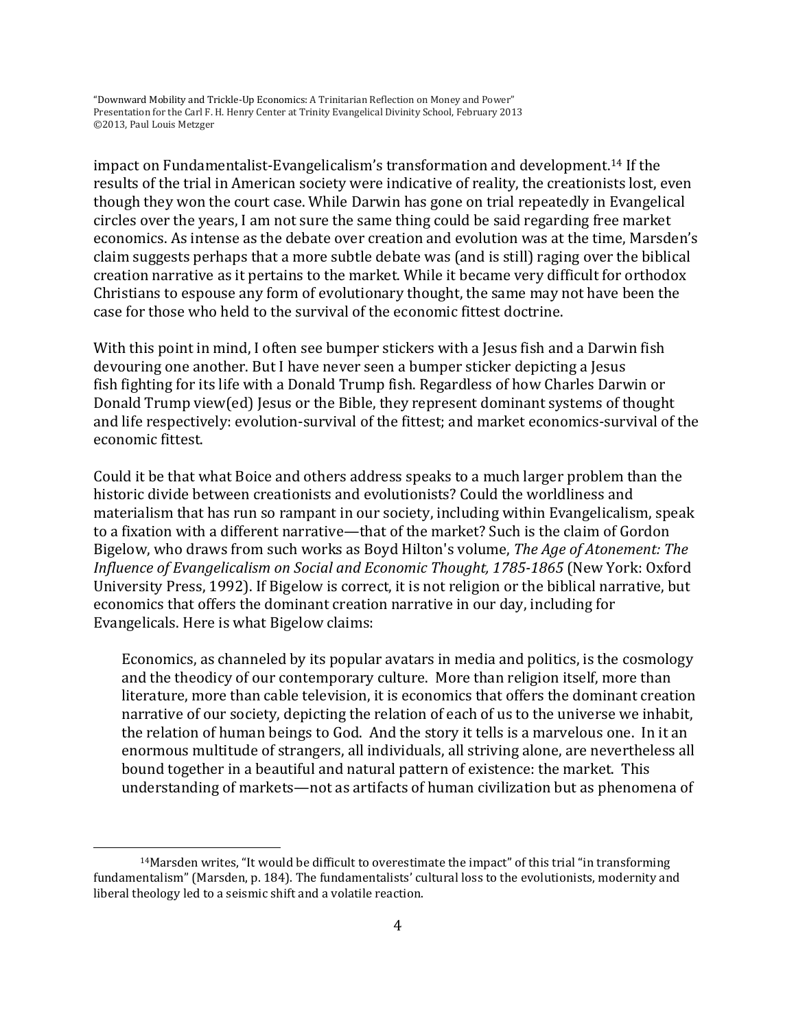impact on Fundamentalist-Evangelicalism's transformation and development.[14] If the results of the trial in American society were indicative of reality, the creationists lost, even though they won the court case. While Darwin has gone on trial repeatedly in Evangelical circles over the years, I am not sure the same thing could be said regarding free market economics. As intense as the debate over creation and evolution was at the time, Marsden's claim suggests perhaps that a more subtle debate was (and is still) raging over the biblical creation narrative as it pertains to the market. While it became very difficult for orthodox Christians to espouse any form of evolutionary thought, the same may not have been the case for those who held to the survival of the economic fittest doctrine.

With this point in mind, I often see bumper stickers with a Jesus fish and a Darwin fish devouring one another. But I have never seen a bumper sticker depicting a Jesus fish fighting for its life with a Donald Trump fish. Regardless of how Charles Darwin or Donald Trump view(ed) Jesus or the Bible, they represent dominant systems of thought and life respectively: evolution-survival of the fittest; and market economics-survival of the economic fittest.

Could it be that what Boice and others address speaks to a much larger problem than the historic divide between creationists and evolutionists? Could the worldliness and materialism that has run so rampant in our society, including within Evangelicalism, speak to a fixation with a different narrative—that of the market? Such is the claim of Gordon Bigelow, who draws from such works as Boyd Hilton's volume, *The Age of Atonement: The Influence of Evangelicalism on Social and Economic Thought, 1785-1865* (New York: Oxford University Press, 1992). If Bigelow is correct, it is not religion or the biblical narrative, but economics that offers the dominant creation narrative in our day, including for Evangelicals. Here is what Bigelow claims:

> Economics, as channeled by its popular avatars in media and politics, is the cosmology and the theodicy of our contemporary culture. More than religion itself, more than literature, more than cable television, it is economics that offers the dominant creation narrative of our society, depicting the relation of each of us to the universe we inhabit, the relation of human beings to God. And the story it tells is a marvelous one. In it an enormous multitude of strangers, all individuals, all striving alone, are nevertheless all bound together in a beautiful and natural pattern of existence: the market. This understanding of markets—not as artifacts of human civilization but as phenomena of

---

[14] Marsden writes, "It would be difficult to overestimate the impact" of this trial "in transforming fundamentalism" (Marsden, p. 184). The fundamentalists' cultural loss to the evolutionists, modernity and liberal theology led to a seismic shift and a volatile reaction.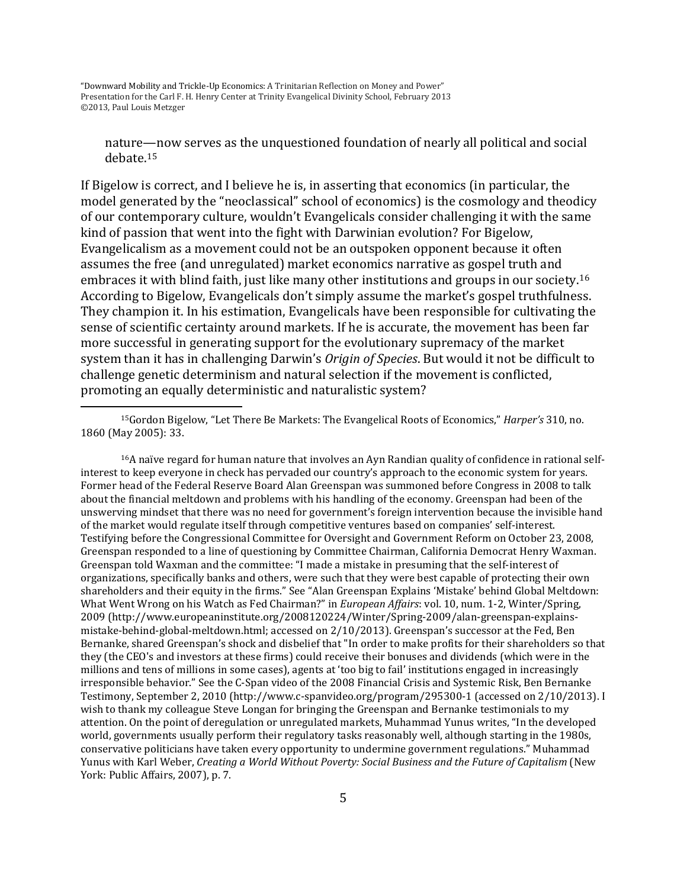nature—now serves as the unquestioned foundation of nearly all political and social debate.[15]

If Bigelow is correct, and I believe he is, in asserting that economics (in particular, the model generated by the "neoclassical" school of economics) is the cosmology and theodicy of our contemporary culture, wouldn't Evangelicals consider challenging it with the same kind of passion that went into the fight with Darwinian evolution? For Bigelow, Evangelicalism as a movement could not be an outspoken opponent because it often assumes the free (and unregulated) market economics narrative as gospel truth and embraces it with blind faith, just like many other institutions and groups in our society.[16] According to Bigelow, Evangelicals don't simply assume the market's gospel truthfulness. They champion it. In his estimation, Evangelicals have been responsible for cultivating the sense of scientific certainty around markets. If he is accurate, the movement has been far more successful in generating support for the evolutionary supremacy of the market system than it has in challenging Darwin's *Origin of Species*. But would it not be difficult to challenge genetic determinism and natural selection if the movement is conflicted, promoting an equally deterministic and naturalistic system?

---

[15]Gordon Bigelow, "Let There Be Markets: The Evangelical Roots of Economics," *Harper's* 310, no. 1860 (May 2005): 33.

[16]A naïve regard for human nature that involves an Ayn Randian quality of confidence in rational self-interest to keep everyone in check has pervaded our country's approach to the economic system for years. Former head of the Federal Reserve Board Alan Greenspan was summoned before Congress in 2008 to talk about the financial meltdown and problems with his handling of the economy. Greenspan had been of the unswerving mindset that there was no need for government's foreign intervention because the invisible hand of the market would regulate itself through competitive ventures based on companies' self-interest. Testifying before the Congressional Committee for Oversight and Government Reform on October 23, 2008, Greenspan responded to a line of questioning by Committee Chairman, California Democrat Henry Waxman. Greenspan told Waxman and the committee: "I made a mistake in presuming that the self-interest of organizations, specifically banks and others, were such that they were best capable of protecting their own shareholders and their equity in the firms." See "Alan Greenspan Explains 'Mistake' behind Global Meltdown: What Went Wrong on his Watch as Fed Chairman?" in *European Affairs*: vol. 10, num. 1-2, Winter/Spring, 2009 (http://www.europeaninstitute.org/2008120224/Winter/Spring-2009/alan-greenspan-explains-mistake-behind-global-meltdown.html; accessed on 2/10/2013). Greenspan's successor at the Fed, Ben Bernanke, shared Greenspan's shock and disbelief that "In order to make profits for their shareholders so that they (the CEO's and investors at these firms) could receive their bonuses and dividends (which were in the millions and tens of millions in some cases), agents at 'too big to fail' institutions engaged in increasingly irresponsible behavior." See the C-Span video of the 2008 Financial Crisis and Systemic Risk, Ben Bernanke Testimony, September 2, 2010 (http://www.c-spanvideo.org/program/295300-1 (accessed on 2/10/2013). I wish to thank my colleague Steve Longan for bringing the Greenspan and Bernanke testimonials to my attention. On the point of deregulation or unregulated markets, Muhammad Yunus writes, "In the developed world, governments usually perform their regulatory tasks reasonably well, although starting in the 1980s, conservative politicians have taken every opportunity to undermine government regulations." Muhammad Yunus with Karl Weber, *Creating a World Without Poverty: Social Business and the Future of Capitalism* (New York: Public Affairs, 2007), p. 7.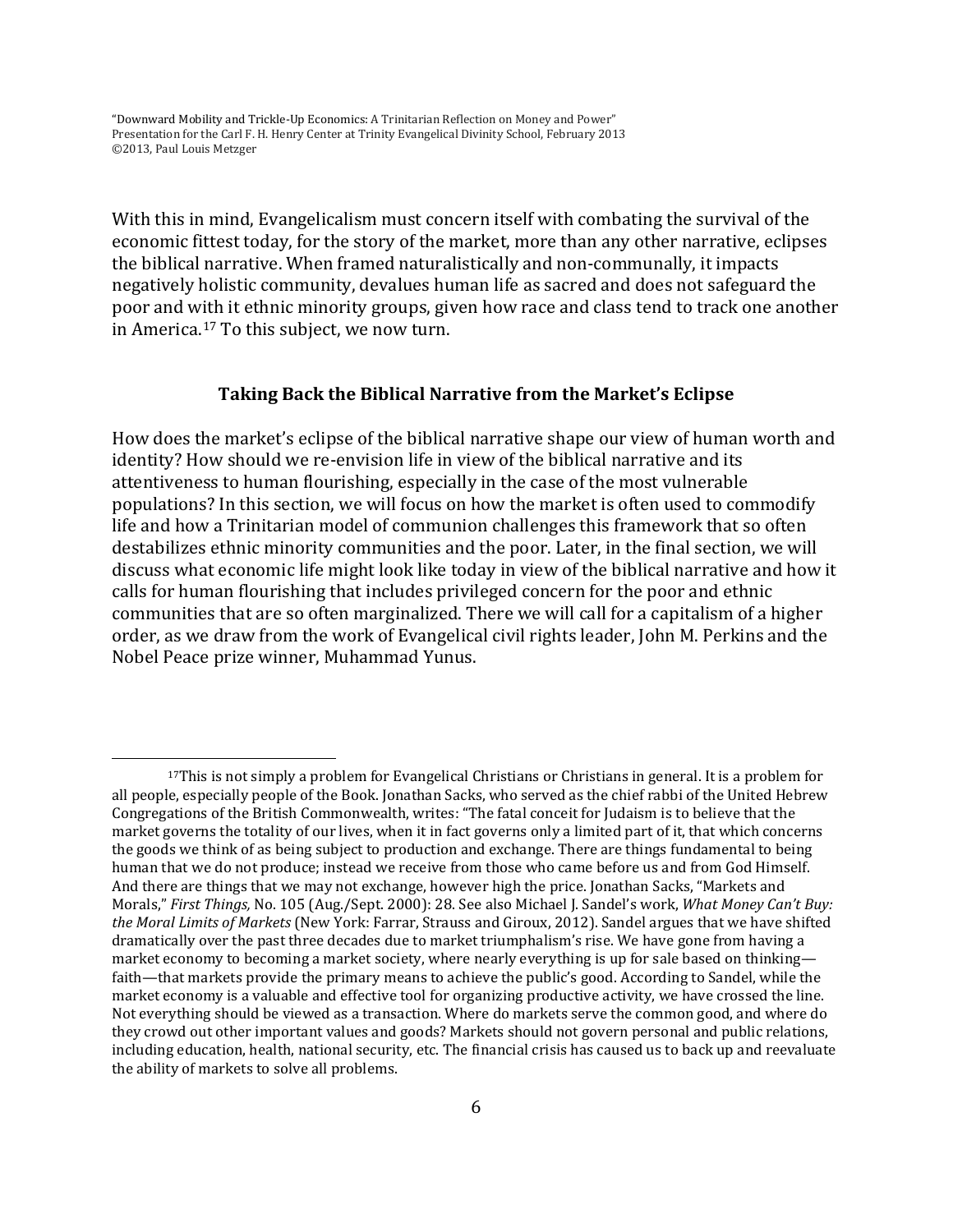With this in mind, Evangelicalism must concern itself with combating the survival of the economic fittest today, for the story of the market, more than any other narrative, eclipses the biblical narrative. When framed naturalistically and non-communally, it impacts negatively holistic community, devalues human life as sacred and does not safeguard the poor and with it ethnic minority groups, given how race and class tend to track one another in America.[17] To this subject, we now turn.

### Taking Back the Biblical Narrative from the Market's Eclipse

How does the market's eclipse of the biblical narrative shape our view of human worth and identity? How should we re-envision life in view of the biblical narrative and its attentiveness to human flourishing, especially in the case of the most vulnerable populations? In this section, we will focus on how the market is often used to commodify life and how a Trinitarian model of communion challenges this framework that so often destabilizes ethnic minority communities and the poor. Later, in the final section, we will discuss what economic life might look like today in view of the biblical narrative and how it calls for human flourishing that includes privileged concern for the poor and ethnic communities that are so often marginalized. There we will call for a capitalism of a higher order, as we draw from the work of Evangelical civil rights leader, John M. Perkins and the Nobel Peace prize winner, Muhammad Yunus.

---

[17] This is not simply a problem for Evangelical Christians or Christians in general. It is a problem for all people, especially people of the Book. Jonathan Sacks, who served as the chief rabbi of the United Hebrew Congregations of the British Commonwealth, writes: "The fatal conceit for Judaism is to believe that the market governs the totality of our lives, when it in fact governs only a limited part of it, that which concerns the goods we think of as being subject to production and exchange. There are things fundamental to being human that we do not produce; instead we receive from those who came before us and from God Himself. And there are things that we may not exchange, however high the price. Jonathan Sacks, "Markets and Morals," *First Things,* No. 105 (Aug./Sept. 2000): 28. See also Michael J. Sandel's work, *What Money Can't Buy: the Moral Limits of Markets* (New York: Farrar, Strauss and Giroux, 2012). Sandel argues that we have shifted dramatically over the past three decades due to market triumphalism's rise. We have gone from having a market economy to becoming a market society, where nearly everything is up for sale based on thinking—faith—that markets provide the primary means to achieve the public's good. According to Sandel, while the market economy is a valuable and effective tool for organizing productive activity, we have crossed the line. Not everything should be viewed as a transaction. Where do markets serve the common good, and where do they crowd out other important values and goods? Markets should not govern personal and public relations, including education, health, national security, etc. The financial crisis has caused us to back up and reevaluate the ability of markets to solve all problems.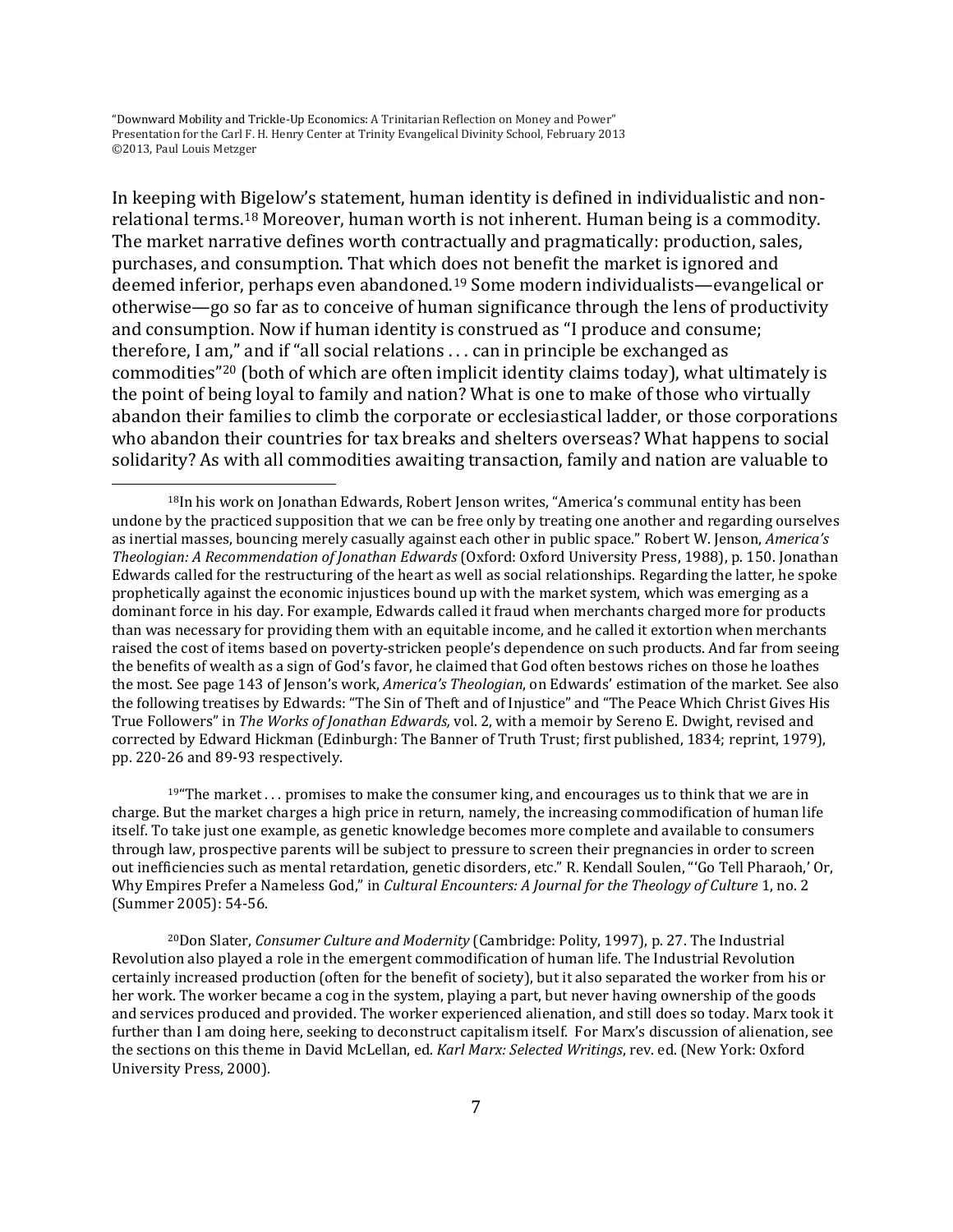In keeping with Bigelow's statement, human identity is defined in individualistic and non-relational terms.[18] Moreover, human worth is not inherent. Human being is a commodity. The market narrative defines worth contractually and pragmatically: production, sales, purchases, and consumption. That which does not benefit the market is ignored and deemed inferior, perhaps even abandoned.[19] Some modern individualists—evangelical or otherwise—go so far as to conceive of human significance through the lens of productivity and consumption. Now if human identity is construed as "I produce and consume; therefore, I am," and if "all social relations . . . can in principle be exchanged as commodities"[20] (both of which are often implicit identity claims today), what ultimately is the point of being loyal to family and nation? What is one to make of those who virtually abandon their families to climb the corporate or ecclesiastical ladder, or those corporations who abandon their countries for tax breaks and shelters overseas? What happens to social solidarity? As with all commodities awaiting transaction, family and nation are valuable to

---

[18]In his work on Jonathan Edwards, Robert Jenson writes, "America's communal entity has been undone by the practiced supposition that we can be free only by treating one another and regarding ourselves as inertial masses, bouncing merely casually against each other in public space." Robert W. Jenson, *America's Theologian: A Recommendation of Jonathan Edwards* (Oxford: Oxford University Press, 1988), p. 150. Jonathan Edwards called for the restructuring of the heart as well as social relationships. Regarding the latter, he spoke prophetically against the economic injustices bound up with the market system, which was emerging as a dominant force in his day. For example, Edwards called it fraud when merchants charged more for products than was necessary for providing them with an equitable income, and he called it extortion when merchants raised the cost of items based on poverty-stricken people's dependence on such products. And far from seeing the benefits of wealth as a sign of God's favor, he claimed that God often bestows riches on those he loathes the most. See page 143 of Jenson's work, *America's Theologian*, on Edwards' estimation of the market. See also the following treatises by Edwards: "The Sin of Theft and of Injustice" and "The Peace Which Christ Gives His True Followers" in *The Works of Jonathan Edwards,* vol. 2, with a memoir by Sereno E. Dwight, revised and corrected by Edward Hickman (Edinburgh: The Banner of Truth Trust; first published, 1834; reprint, 1979), pp. 220-26 and 89-93 respectively.

[19]"The market . . . promises to make the consumer king, and encourages us to think that we are in charge. But the market charges a high price in return, namely, the increasing commodification of human life itself. To take just one example, as genetic knowledge becomes more complete and available to consumers through law, prospective parents will be subject to pressure to screen their pregnancies in order to screen out inefficiencies such as mental retardation, genetic disorders, etc." R. Kendall Soulen, "'Go Tell Pharaoh,' Or, Why Empires Prefer a Nameless God," in *Cultural Encounters: A Journal for the Theology of Culture* 1, no. 2 (Summer 2005): 54-56.

[20]Don Slater, *Consumer Culture and Modernity* (Cambridge: Polity, 1997), p. 27. The Industrial Revolution also played a role in the emergent commodification of human life. The Industrial Revolution certainly increased production (often for the benefit of society), but it also separated the worker from his or her work. The worker became a cog in the system, playing a part, but never having ownership of the goods and services produced and provided. The worker experienced alienation, and still does so today. Marx took it further than I am doing here, seeking to deconstruct capitalism itself. For Marx's discussion of alienation, see the sections on this theme in David McLellan, ed. *Karl Marx: Selected Writings*, rev. ed. (New York: Oxford University Press, 2000).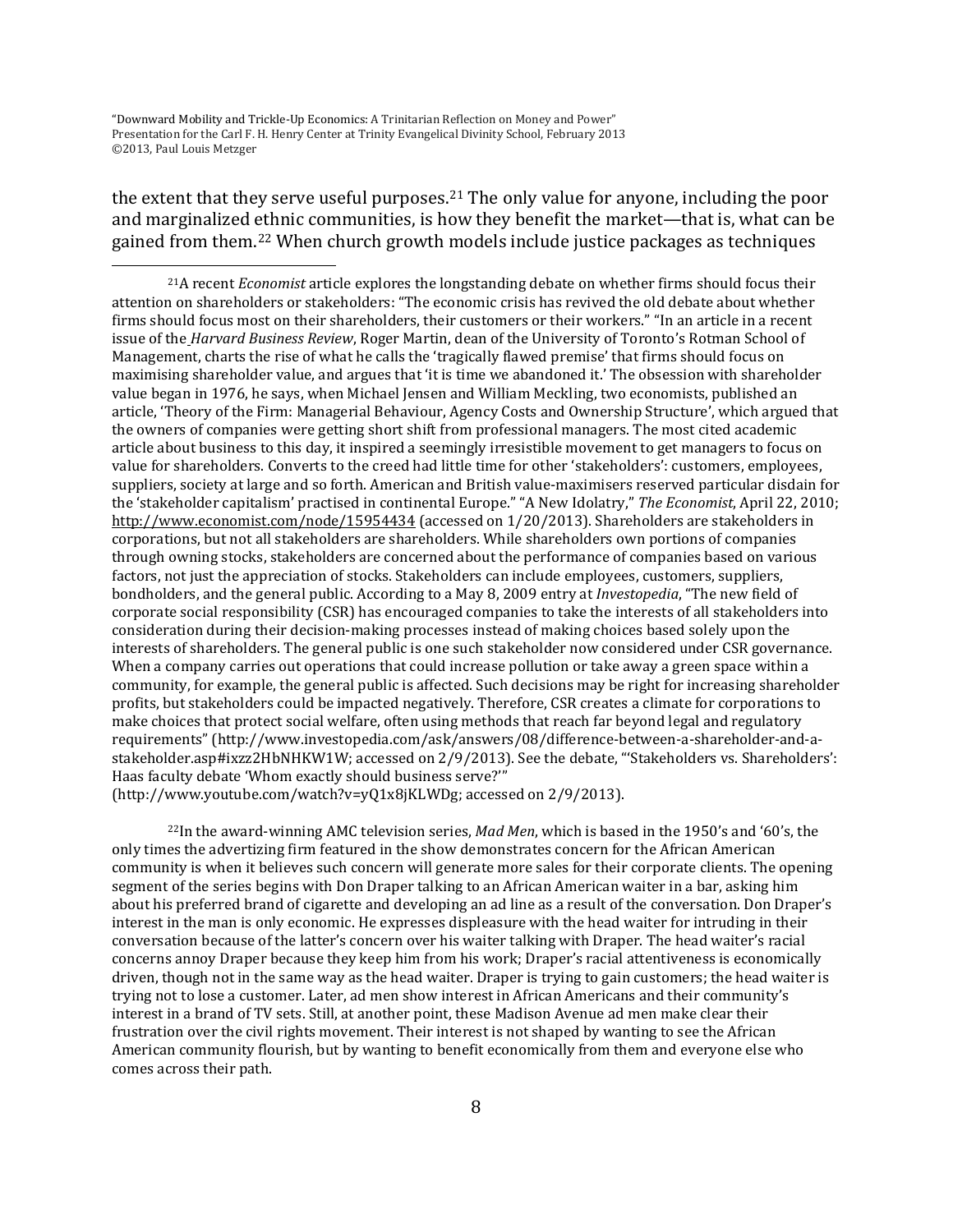the extent that they serve useful purposes.[21] The only value for anyone, including the poor and marginalized ethnic communities, is how they benefit the market—that is, what can be gained from them.[22] When church growth models include justice packages as techniques

---

[21]A recent *Economist* article explores the longstanding debate on whether firms should focus their attention on shareholders or stakeholders: "The economic crisis has revived the old debate about whether firms should focus most on their shareholders, their customers or their workers." "In an article in a recent issue of the *Harvard Business Review*, Roger Martin, dean of the University of Toronto's Rotman School of Management, charts the rise of what he calls the 'tragically flawed premise' that firms should focus on maximising shareholder value, and argues that 'it is time we abandoned it.' The obsession with shareholder value began in 1976, he says, when Michael Jensen and William Meckling, two economists, published an article, 'Theory of the Firm: Managerial Behaviour, Agency Costs and Ownership Structure', which argued that the owners of companies were getting short shift from professional managers. The most cited academic article about business to this day, it inspired a seemingly irresistible movement to get managers to focus on value for shareholders. Converts to the creed had little time for other 'stakeholders': customers, employees, suppliers, society at large and so forth. American and British value-maximisers reserved particular disdain for the 'stakeholder capitalism' practised in continental Europe." "A New Idolatry," *The Economist*, April 22, 2010; http://www.economist.com/node/15954434 (accessed on 1/20/2013). Shareholders are stakeholders in corporations, but not all stakeholders are shareholders. While shareholders own portions of companies through owning stocks, stakeholders are concerned about the performance of companies based on various factors, not just the appreciation of stocks. Stakeholders can include employees, customers, suppliers, bondholders, and the general public. According to a May 8, 2009 entry at *Investopedia*, "The new field of corporate social responsibility (CSR) has encouraged companies to take the interests of all stakeholders into consideration during their decision-making processes instead of making choices based solely upon the interests of shareholders. The general public is one such stakeholder now considered under CSR governance. When a company carries out operations that could increase pollution or take away a green space within a community, for example, the general public is affected. Such decisions may be right for increasing shareholder profits, but stakeholders could be impacted negatively. Therefore, CSR creates a climate for corporations to make choices that protect social welfare, often using methods that reach far beyond legal and regulatory requirements" (http://www.investopedia.com/ask/answers/08/difference-between-a-shareholder-and-a-stakeholder.asp#ixzz2HbNHKW1W; accessed on 2/9/2013). See the debate, "'Stakeholders vs. Shareholders': Haas faculty debate 'Whom exactly should business serve?'" (http://www.youtube.com/watch?v=yQ1x8jKLWDg; accessed on 2/9/2013).

[22]In the award-winning AMC television series, *Mad Men*, which is based in the 1950's and '60's, the only times the advertizing firm featured in the show demonstrates concern for the African American community is when it believes such concern will generate more sales for their corporate clients. The opening segment of the series begins with Don Draper talking to an African American waiter in a bar, asking him about his preferred brand of cigarette and developing an ad line as a result of the conversation. Don Draper's interest in the man is only economic. He expresses displeasure with the head waiter for intruding in their conversation because of the latter's concern over his waiter talking with Draper. The head waiter's racial concerns annoy Draper because they keep him from his work; Draper's racial attentiveness is economically driven, though not in the same way as the head waiter. Draper is trying to gain customers; the head waiter is trying not to lose a customer. Later, ad men show interest in African Americans and their community's interest in a brand of TV sets. Still, at another point, these Madison Avenue ad men make clear their frustration over the civil rights movement. Their interest is not shaped by wanting to see the African American community flourish, but by wanting to benefit economically from them and everyone else who comes across their path.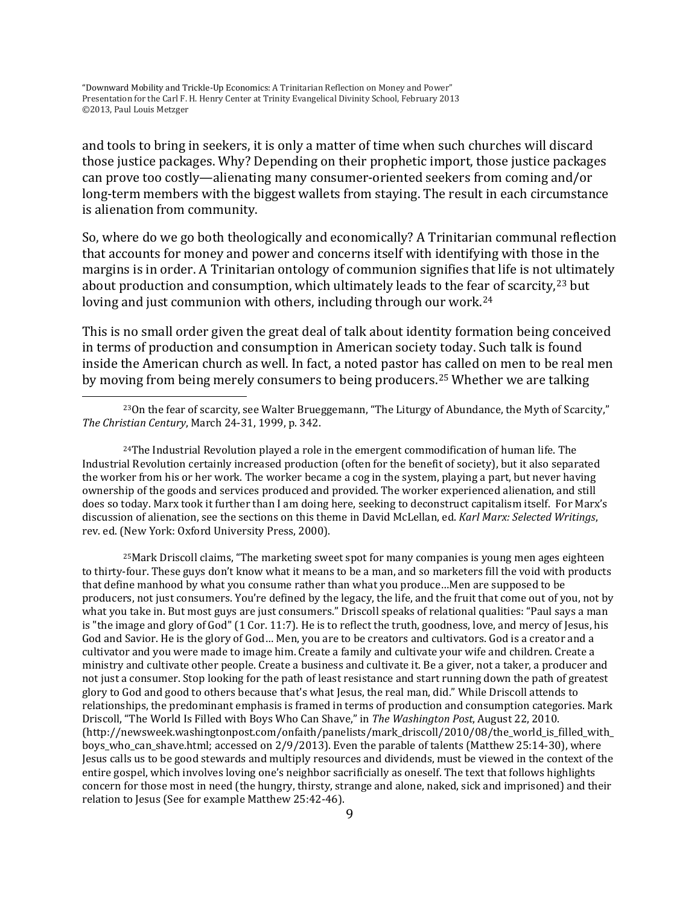and tools to bring in seekers, it is only a matter of time when such churches will discard those justice packages. Why? Depending on their prophetic import, those justice packages can prove too costly—alienating many consumer-oriented seekers from coming and/or long-term members with the biggest wallets from staying. The result in each circumstance is alienation from community.

So, where do we go both theologically and economically? A Trinitarian communal reflection that accounts for money and power and concerns itself with identifying with those in the margins is in order. A Trinitarian ontology of communion signifies that life is not ultimately about production and consumption, which ultimately leads to the fear of scarcity,[23] but loving and just communion with others, including through our work.[24]

This is no small order given the great deal of talk about identity formation being conceived in terms of production and consumption in American society today. Such talk is found inside the American church as well. In fact, a noted pastor has called on men to be real men by moving from being merely consumers to being producers.[25] Whether we are talking

---

[23]On the fear of scarcity, see Walter Brueggemann, "The Liturgy of Abundance, the Myth of Scarcity," *The Christian Century*, March 24-31, 1999, p. 342.

[24]The Industrial Revolution played a role in the emergent commodification of human life. The Industrial Revolution certainly increased production (often for the benefit of society), but it also separated the worker from his or her work. The worker became a cog in the system, playing a part, but never having ownership of the goods and services produced and provided. The worker experienced alienation, and still does so today. Marx took it further than I am doing here, seeking to deconstruct capitalism itself. For Marx's discussion of alienation, see the sections on this theme in David McLellan, ed. *Karl Marx: Selected Writings*, rev. ed. (New York: Oxford University Press, 2000).

[25]Mark Driscoll claims, "The marketing sweet spot for many companies is young men ages eighteen to thirty-four. These guys don't know what it means to be a man, and so marketers fill the void with products that define manhood by what you consume rather than what you produce…Men are supposed to be producers, not just consumers. You're defined by the legacy, the life, and the fruit that come out of you, not by what you take in. But most guys are just consumers." Driscoll speaks of relational qualities: "Paul says a man is "the image and glory of God" (1 Cor. 11:7). He is to reflect the truth, goodness, love, and mercy of Jesus, his God and Savior. He is the glory of God… Men, you are to be creators and cultivators. God is a creator and a cultivator and you were made to image him. Create a family and cultivate your wife and children. Create a ministry and cultivate other people. Create a business and cultivate it. Be a giver, not a taker, a producer and not just a consumer. Stop looking for the path of least resistance and start running down the path of greatest glory to God and good to others because that's what Jesus, the real man, did." While Driscoll attends to relationships, the predominant emphasis is framed in terms of production and consumption categories. Mark Driscoll, "The World Is Filled with Boys Who Can Shave," in *The Washington Post*, August 22, 2010. (http://newsweek.washingtonpost.com/onfaith/panelists/mark_driscoll/2010/08/the_world_is_filled_with_boys_who_can_shave.html; accessed on 2/9/2013). Even the parable of talents (Matthew 25:14-30), where Jesus calls us to be good stewards and multiply resources and dividends, must be viewed in the context of the entire gospel, which involves loving one's neighbor sacrificially as oneself. The text that follows highlights concern for those most in need (the hungry, thirsty, strange and alone, naked, sick and imprisoned) and their relation to Jesus (See for example Matthew 25:42-46).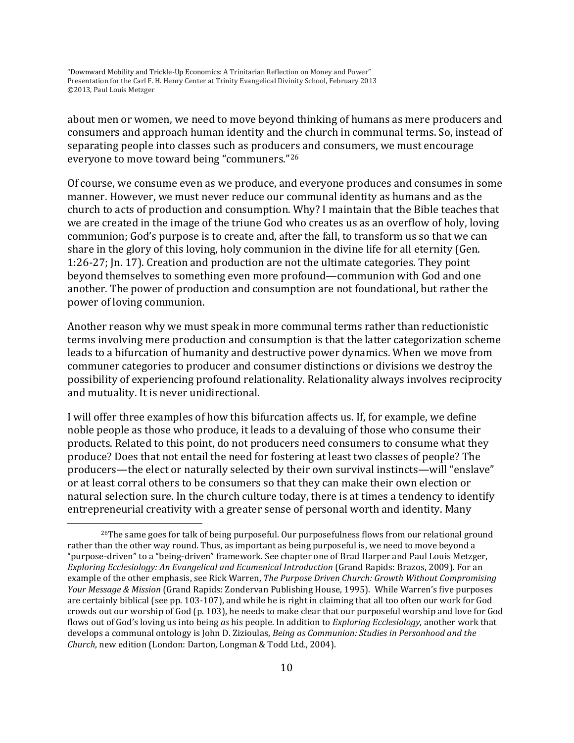about men or women, we need to move beyond thinking of humans as mere producers and consumers and approach human identity and the church in communal terms. So, instead of separating people into classes such as producers and consumers, we must encourage everyone to move toward being "communers."[26]

Of course, we consume even as we produce, and everyone produces and consumes in some manner. However, we must never reduce our communal identity as humans and as the church to acts of production and consumption. Why? I maintain that the Bible teaches that we are created in the image of the triune God who creates us as an overflow of holy, loving communion; God's purpose is to create and, after the fall, to transform us so that we can share in the glory of this loving, holy communion in the divine life for all eternity (Gen. 1:26-27; Jn. 17). Creation and production are not the ultimate categories. They point beyond themselves to something even more profound—communion with God and one another. The power of production and consumption are not foundational, but rather the power of loving communion.

Another reason why we must speak in more communal terms rather than reductionistic terms involving mere production and consumption is that the latter categorization scheme leads to a bifurcation of humanity and destructive power dynamics. When we move from communer categories to producer and consumer distinctions or divisions we destroy the possibility of experiencing profound relationality. Relationality always involves reciprocity and mutuality. It is never unidirectional.

I will offer three examples of how this bifurcation affects us. If, for example, we define noble people as those who produce, it leads to a devaluing of those who consume their products. Related to this point, do not producers need consumers to consume what they produce? Does that not entail the need for fostering at least two classes of people? The producers—the elect or naturally selected by their own survival instincts—will "enslave" or at least corral others to be consumers so that they can make their own election or natural selection sure. In the church culture today, there is at times a tendency to identify entrepreneurial creativity with a greater sense of personal worth and identity. Many

---

[26] The same goes for talk of being purposeful. Our purposefulness flows from our relational ground rather than the other way round. Thus, as important as being purposeful is, we need to move beyond a "purpose-driven" to a "being-driven" framework. See chapter one of Brad Harper and Paul Louis Metzger, *Exploring Ecclesiology: An Evangelical and Ecumenical Introduction* (Grand Rapids: Brazos, 2009). For an example of the other emphasis, see Rick Warren, *The Purpose Driven Church: Growth Without Compromising Your Message & Mission* (Grand Rapids: Zondervan Publishing House, 1995). While Warren's five purposes are certainly biblical (see pp. 103-107), and while he is right in claiming that all too often our work for God crowds out our worship of God (p. 103), he needs to make clear that our purposeful worship and love for God flows out of God's loving us into being *as* his people. In addition to *Exploring Ecclesiology*, another work that develops a communal ontology is John D. Zizioulas, *Being as Communion: Studies in Personhood and the Church*, new edition (London: Darton, Longman & Todd Ltd., 2004).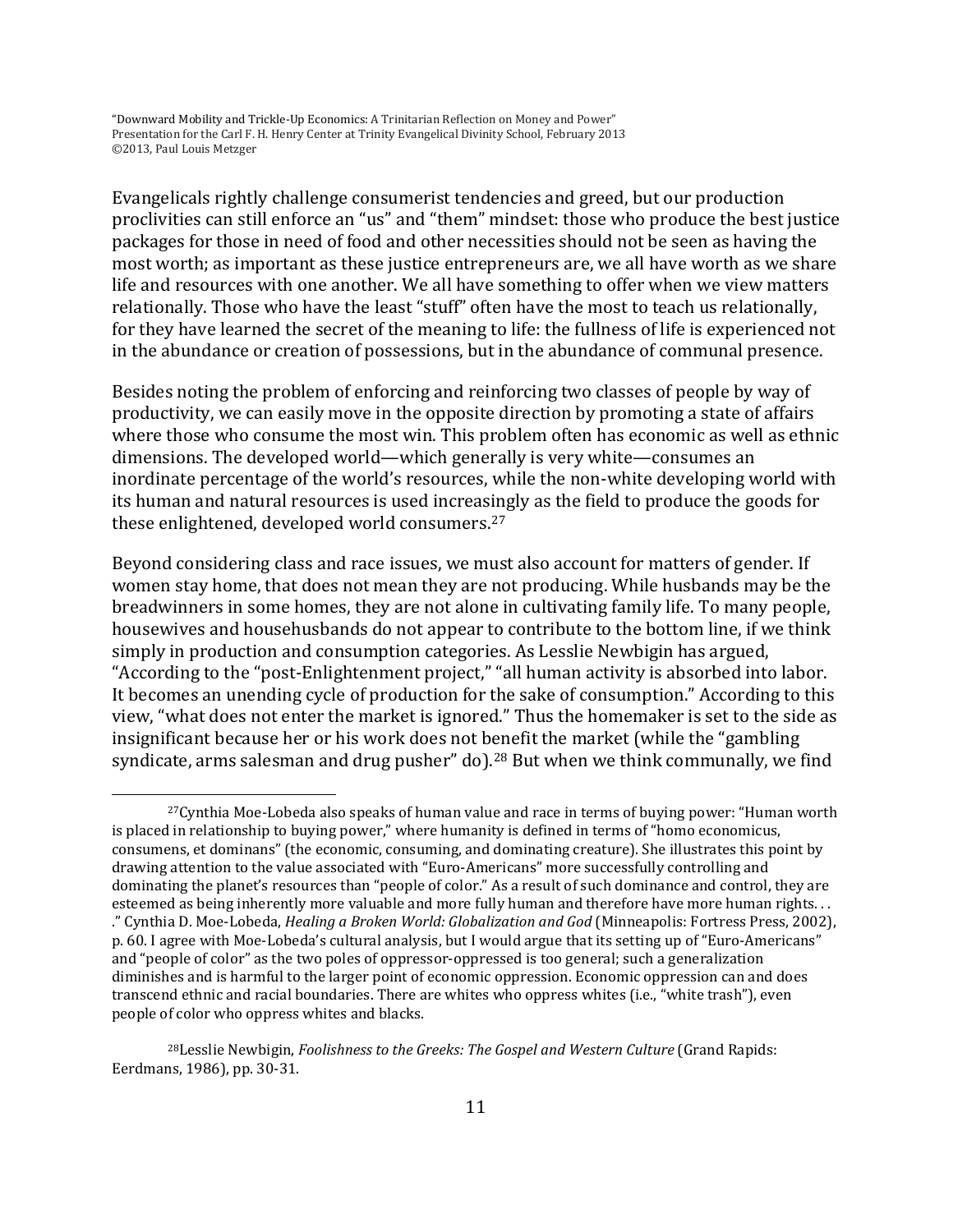Evangelicals rightly challenge consumerist tendencies and greed, but our production proclivities can still enforce an "us" and "them" mindset: those who produce the best justice packages for those in need of food and other necessities should not be seen as having the most worth; as important as these justice entrepreneurs are, we all have worth as we share life and resources with one another. We all have something to offer when we view matters relationally. Those who have the least "stuff" often have the most to teach us relationally, for they have learned the secret of the meaning to life: the fullness of life is experienced not in the abundance or creation of possessions, but in the abundance of communal presence.

Besides noting the problem of enforcing and reinforcing two classes of people by way of productivity, we can easily move in the opposite direction by promoting a state of affairs where those who consume the most win. This problem often has economic as well as ethnic dimensions. The developed world—which generally is very white—consumes an inordinate percentage of the world's resources, while the non-white developing world with its human and natural resources is used increasingly as the field to produce the goods for these enlightened, developed world consumers.[27]

Beyond considering class and race issues, we must also account for matters of gender. If women stay home, that does not mean they are not producing. While husbands may be the breadwinners in some homes, they are not alone in cultivating family life. To many people, housewives and househusbands do not appear to contribute to the bottom line, if we think simply in production and consumption categories. As Lesslie Newbigin has argued, "According to the "post-Enlightenment project," "all human activity is absorbed into labor. It becomes an unending cycle of production for the sake of consumption." According to this view, "what does not enter the market is ignored." Thus the homemaker is set to the side as insignificant because her or his work does not benefit the market (while the "gambling syndicate, arms salesman and drug pusher" do).[28] But when we think communally, we find

---

[27]Cynthia Moe-Lobeda also speaks of human value and race in terms of buying power: "Human worth is placed in relationship to buying power," where humanity is defined in terms of "homo economicus, consumens, et dominans" (the economic, consuming, and dominating creature). She illustrates this point by drawing attention to the value associated with "Euro-Americans" more successfully controlling and dominating the planet's resources than "people of color." As a result of such dominance and control, they are esteemed as being inherently more valuable and more fully human and therefore have more human rights. . . ." Cynthia D. Moe-Lobeda, *Healing a Broken World: Globalization and God* (Minneapolis: Fortress Press, 2002), p. 60. I agree with Moe-Lobeda's cultural analysis, but I would argue that its setting up of "Euro-Americans" and "people of color" as the two poles of oppressor-oppressed is too general; such a generalization diminishes and is harmful to the larger point of economic oppression. Economic oppression can and does transcend ethnic and racial boundaries. There are whites who oppress whites (i.e., "white trash"), even people of color who oppress whites and blacks.

[28]Lesslie Newbigin, *Foolishness to the Greeks: The Gospel and Western Culture* (Grand Rapids: Eerdmans, 1986), pp. 30-31.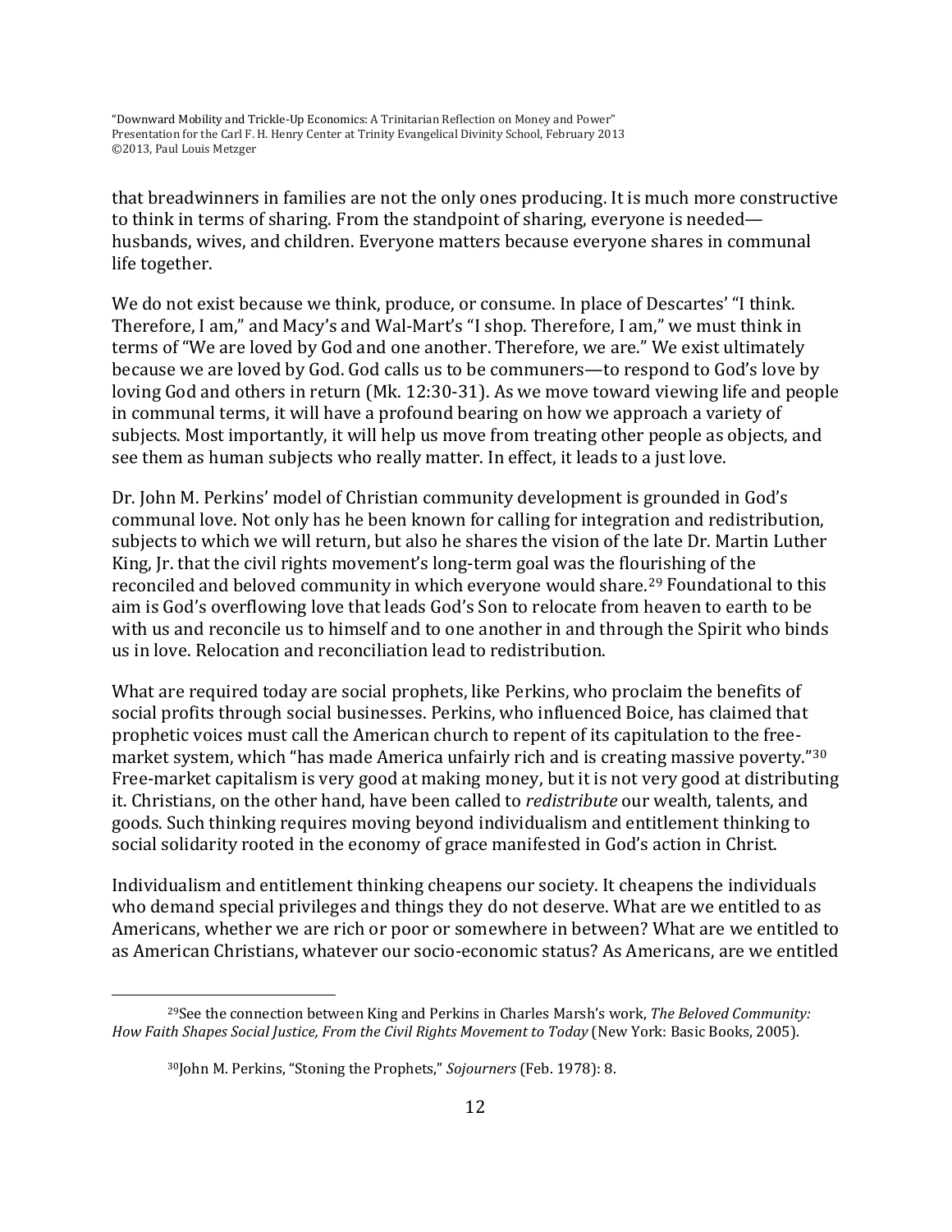that breadwinners in families are not the only ones producing. It is much more constructive to think in terms of sharing. From the standpoint of sharing, everyone is needed—husbands, wives, and children. Everyone matters because everyone shares in communal life together.

We do not exist because we think, produce, or consume. In place of Descartes' "I think. Therefore, I am," and Macy's and Wal-Mart's "I shop. Therefore, I am," we must think in terms of "We are loved by God and one another. Therefore, we are." We exist ultimately because we are loved by God. God calls us to be communers—to respond to God's love by loving God and others in return (Mk. 12:30-31). As we move toward viewing life and people in communal terms, it will have a profound bearing on how we approach a variety of subjects. Most importantly, it will help us move from treating other people as objects, and see them as human subjects who really matter. In effect, it leads to a just love.

Dr. John M. Perkins' model of Christian community development is grounded in God's communal love. Not only has he been known for calling for integration and redistribution, subjects to which we will return, but also he shares the vision of the late Dr. Martin Luther King, Jr. that the civil rights movement's long-term goal was the flourishing of the reconciled and beloved community in which everyone would share.[29] Foundational to this aim is God's overflowing love that leads God's Son to relocate from heaven to earth to be with us and reconcile us to himself and to one another in and through the Spirit who binds us in love. Relocation and reconciliation lead to redistribution.

What are required today are social prophets, like Perkins, who proclaim the benefits of social profits through social businesses. Perkins, who influenced Boice, has claimed that prophetic voices must call the American church to repent of its capitulation to the free-market system, which "has made America unfairly rich and is creating massive poverty."[30] Free-market capitalism is very good at making money, but it is not very good at distributing it. Christians, on the other hand, have been called to *redistribute* our wealth, talents, and goods. Such thinking requires moving beyond individualism and entitlement thinking to social solidarity rooted in the economy of grace manifested in God's action in Christ.

Individualism and entitlement thinking cheapens our society. It cheapens the individuals who demand special privileges and things they do not deserve. What are we entitled to as Americans, whether we are rich or poor or somewhere in between? What are we entitled to as American Christians, whatever our socio-economic status? As Americans, are we entitled

---

[29]See the connection between King and Perkins in Charles Marsh's work, *The Beloved Community: How Faith Shapes Social Justice, From the Civil Rights Movement to Today* (New York: Basic Books, 2005).

[30]John M. Perkins, "Stoning the Prophets," *Sojourners* (Feb. 1978): 8.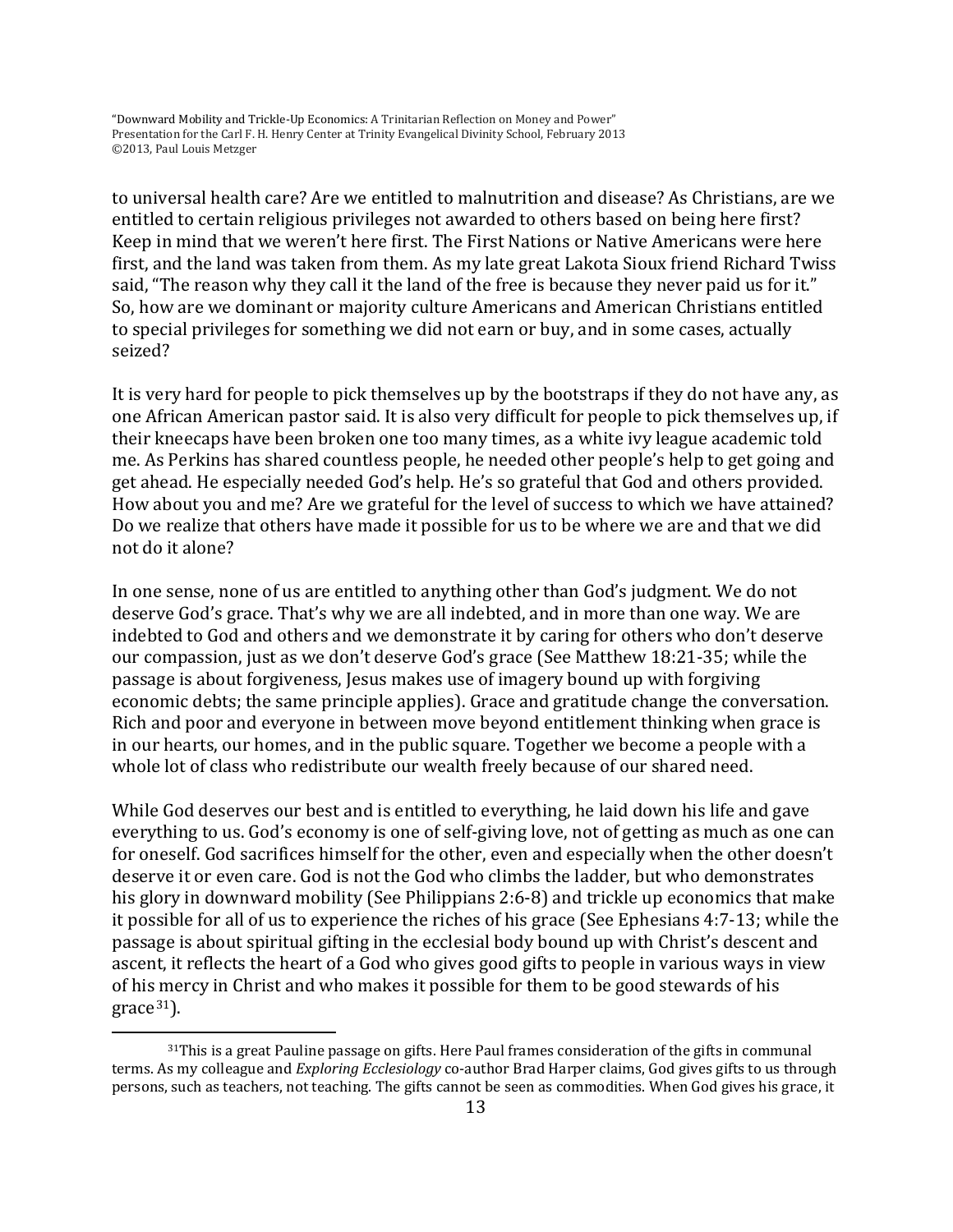to universal health care? Are we entitled to malnutrition and disease? As Christians, are we entitled to certain religious privileges not awarded to others based on being here first? Keep in mind that we weren't here first. The First Nations or Native Americans were here first, and the land was taken from them. As my late great Lakota Sioux friend Richard Twiss said, "The reason why they call it the land of the free is because they never paid us for it." So, how are we dominant or majority culture Americans and American Christians entitled to special privileges for something we did not earn or buy, and in some cases, actually seized?

It is very hard for people to pick themselves up by the bootstraps if they do not have any, as one African American pastor said. It is also very difficult for people to pick themselves up, if their kneecaps have been broken one too many times, as a white ivy league academic told me. As Perkins has shared countless people, he needed other people's help to get going and get ahead. He especially needed God's help. He's so grateful that God and others provided. How about you and me? Are we grateful for the level of success to which we have attained? Do we realize that others have made it possible for us to be where we are and that we did not do it alone?

In one sense, none of us are entitled to anything other than God's judgment. We do not deserve God's grace. That's why we are all indebted, and in more than one way. We are indebted to God and others and we demonstrate it by caring for others who don't deserve our compassion, just as we don't deserve God's grace (See Matthew 18:21-35; while the passage is about forgiveness, Jesus makes use of imagery bound up with forgiving economic debts; the same principle applies). Grace and gratitude change the conversation. Rich and poor and everyone in between move beyond entitlement thinking when grace is in our hearts, our homes, and in the public square. Together we become a people with a whole lot of class who redistribute our wealth freely because of our shared need.

While God deserves our best and is entitled to everything, he laid down his life and gave everything to us. God's economy is one of self-giving love, not of getting as much as one can for oneself. God sacrifices himself for the other, even and especially when the other doesn't deserve it or even care. God is not the God who climbs the ladder, but who demonstrates his glory in downward mobility (See Philippians 2:6-8) and trickle up economics that make it possible for all of us to experience the riches of his grace (See Ephesians 4:7-13; while the passage is about spiritual gifting in the ecclesial body bound up with Christ's descent and ascent, it reflects the heart of a God who gives good gifts to people in various ways in view of his mercy in Christ and who makes it possible for them to be good stewards of his grace[31]).

---

[31] This is a great Pauline passage on gifts. Here Paul frames consideration of the gifts in communal terms. As my colleague and *Exploring Ecclesiology* co-author Brad Harper claims, God gives gifts to us through persons, such as teachers, not teaching. The gifts cannot be seen as commodities. When God gives his grace, it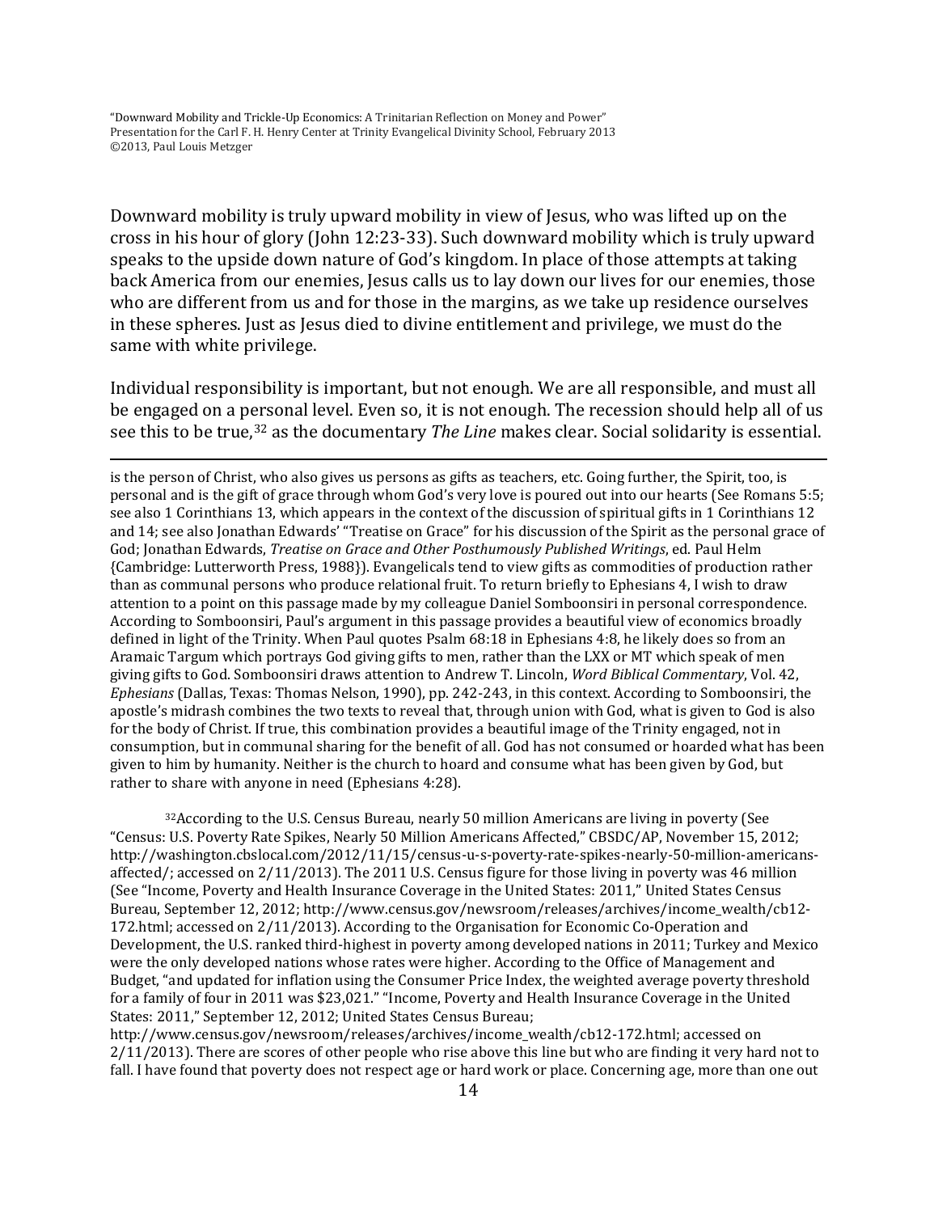Downward mobility is truly upward mobility in view of Jesus, who was lifted up on the cross in his hour of glory (John 12:23-33). Such downward mobility which is truly upward speaks to the upside down nature of God's kingdom. In place of those attempts at taking back America from our enemies, Jesus calls us to lay down our lives for our enemies, those who are different from us and for those in the margins, as we take up residence ourselves in these spheres. Just as Jesus died to divine entitlement and privilege, we must do the same with white privilege.

Individual responsibility is important, but not enough. We are all responsible, and must all be engaged on a personal level. Even so, it is not enough. The recession should help all of us see this to be true,[32] as the documentary *The Line* makes clear. Social solidarity is essential.

---

is the person of Christ, who also gives us persons as gifts as teachers, etc. Going further, the Spirit, too, is personal and is the gift of grace through whom God's very love is poured out into our hearts (See Romans 5:5; see also 1 Corinthians 13, which appears in the context of the discussion of spiritual gifts in 1 Corinthians 12 and 14; see also Jonathan Edwards' "Treatise on Grace" for his discussion of the Spirit as the personal grace of God; Jonathan Edwards, *Treatise on Grace and Other Posthumously Published Writings*, ed. Paul Helm {Cambridge: Lutterworth Press, 1988}). Evangelicals tend to view gifts as commodities of production rather than as communal persons who produce relational fruit. To return briefly to Ephesians 4, I wish to draw attention to a point on this passage made by my colleague Daniel Somboonsiri in personal correspondence. According to Somboonsiri, Paul's argument in this passage provides a beautiful view of economics broadly defined in light of the Trinity. When Paul quotes Psalm 68:18 in Ephesians 4:8, he likely does so from an Aramaic Targum which portrays God giving gifts to men, rather than the LXX or MT which speak of men giving gifts to God. Somboonsiri draws attention to Andrew T. Lincoln, *Word Biblical Commentary*, Vol. 42, *Ephesians* (Dallas, Texas: Thomas Nelson, 1990), pp. 242-243, in this context. According to Somboonsiri, the apostle's midrash combines the two texts to reveal that, through union with God, what is given to God is also for the body of Christ. If true, this combination provides a beautiful image of the Trinity engaged, not in consumption, but in communal sharing for the benefit of all. God has not consumed or hoarded what has been given to him by humanity. Neither is the church to hoard and consume what has been given by God, but rather to share with anyone in need (Ephesians 4:28).

[32]According to the U.S. Census Bureau, nearly 50 million Americans are living in poverty (See "Census: U.S. Poverty Rate Spikes, Nearly 50 Million Americans Affected," CBSDC/AP, November 15, 2012; http://washington.cbslocal.com/2012/11/15/census-u-s-poverty-rate-spikes-nearly-50-million-americans-affected/; accessed on 2/11/2013). The 2011 U.S. Census figure for those living in poverty was 46 million (See "Income, Poverty and Health Insurance Coverage in the United States: 2011," United States Census Bureau, September 12, 2012; http://www.census.gov/newsroom/releases/archives/income_wealth/cb12-172.html; accessed on 2/11/2013). According to the Organisation for Economic Co-Operation and Development, the U.S. ranked third-highest in poverty among developed nations in 2011; Turkey and Mexico were the only developed nations whose rates were higher. According to the Office of Management and Budget, "and updated for inflation using the Consumer Price Index, the weighted average poverty threshold for a family of four in 2011 was $23,021." "Income, Poverty and Health Insurance Coverage in the United States: 2011," September 12, 2012; United States Census Bureau; http://www.census.gov/newsroom/releases/archives/income_wealth/cb12-172.html; accessed on 2/11/2013). There are scores of other people who rise above this line but who are finding it very hard not to fall. I have found that poverty does not respect age or hard work or place. Concerning age, more than one out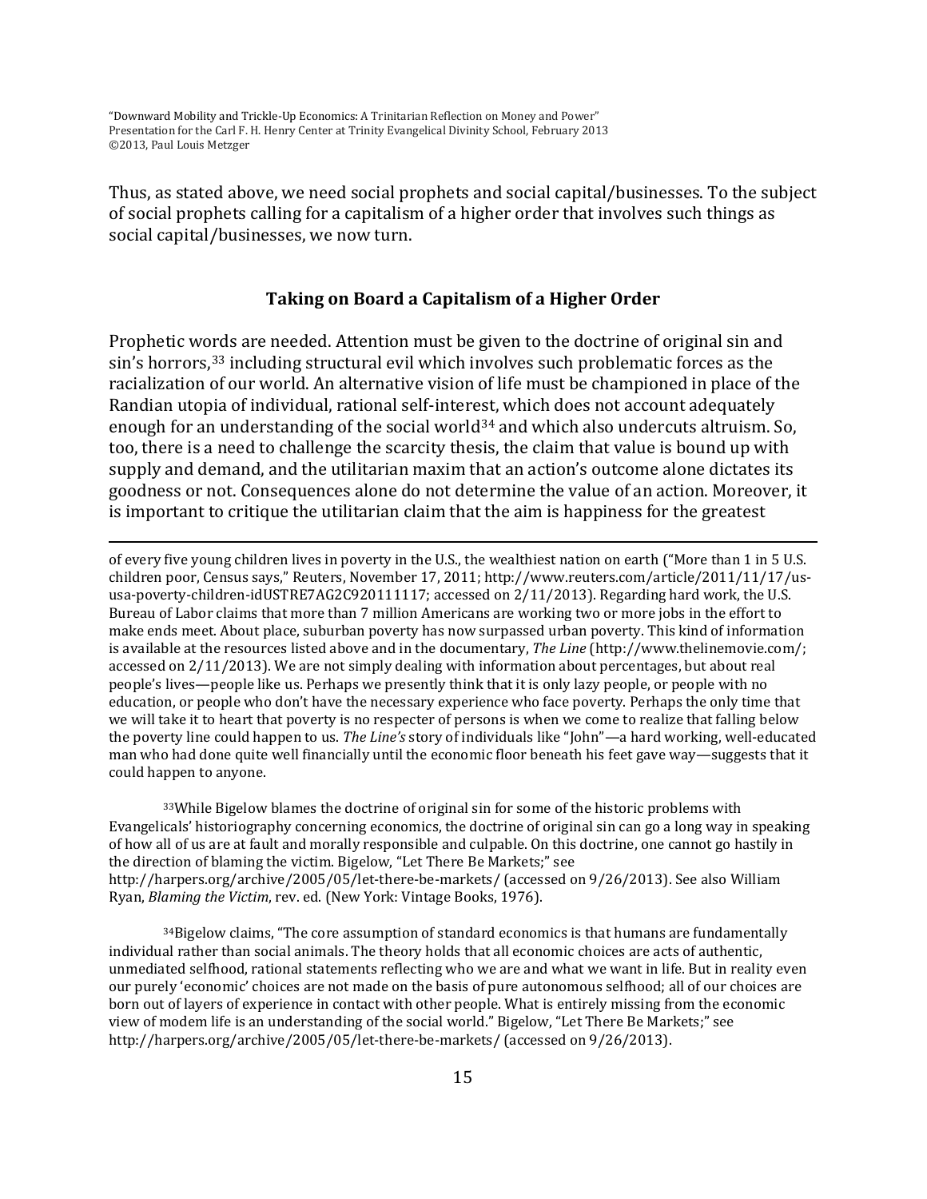Thus, as stated above, we need social prophets and social capital/businesses. To the subject of social prophets calling for a capitalism of a higher order that involves such things as social capital/businesses, we now turn.

## Taking on Board a Capitalism of a Higher Order

Prophetic words are needed. Attention must be given to the doctrine of original sin and sin's horrors,[33] including structural evil which involves such problematic forces as the racialization of our world. An alternative vision of life must be championed in place of the Randian utopia of individual, rational self-interest, which does not account adequately enough for an understanding of the social world[34] and which also undercuts altruism. So, too, there is a need to challenge the scarcity thesis, the claim that value is bound up with supply and demand, and the utilitarian maxim that an action's outcome alone dictates its goodness or not. Consequences alone do not determine the value of an action. Moreover, it is important to critique the utilitarian claim that the aim is happiness for the greatest

---

of every five young children lives in poverty in the U.S., the wealthiest nation on earth ("More than 1 in 5 U.S. children poor, Census says," Reuters, November 17, 2011; http://www.reuters.com/article/2011/11/17/us-usa-poverty-children-idUSTRE7AG2C920111117; accessed on 2/11/2013). Regarding hard work, the U.S. Bureau of Labor claims that more than 7 million Americans are working two or more jobs in the effort to make ends meet. About place, suburban poverty has now surpassed urban poverty. This kind of information is available at the resources listed above and in the documentary, *The Line* (http://www.thelinemovie.com/; accessed on 2/11/2013). We are not simply dealing with information about percentages, but about real people's lives—people like us. Perhaps we presently think that it is only lazy people, or people with no education, or people who don't have the necessary experience who face poverty. Perhaps the only time that we will take it to heart that poverty is no respecter of persons is when we come to realize that falling below the poverty line could happen to us. *The Line's* story of individuals like "John"—a hard working, well-educated man who had done quite well financially until the economic floor beneath his feet gave way—suggests that it could happen to anyone.

[33]While Bigelow blames the doctrine of original sin for some of the historic problems with Evangelicals' historiography concerning economics, the doctrine of original sin can go a long way in speaking of how all of us are at fault and morally responsible and culpable. On this doctrine, one cannot go hastily in the direction of blaming the victim. Bigelow, "Let There Be Markets;" see http://harpers.org/archive/2005/05/let-there-be-markets/ (accessed on 9/26/2013). See also William Ryan, *Blaming the Victim*, rev. ed. (New York: Vintage Books, 1976).

[34]Bigelow claims, "The core assumption of standard economics is that humans are fundamentally individual rather than social animals. The theory holds that all economic choices are acts of authentic, unmediated selfhood, rational statements reflecting who we are and what we want in life. But in reality even our purely 'economic' choices are not made on the basis of pure autonomous selfhood; all of our choices are born out of layers of experience in contact with other people. What is entirely missing from the economic view of modem life is an understanding of the social world." Bigelow, "Let There Be Markets;" see http://harpers.org/archive/2005/05/let-there-be-markets/ (accessed on 9/26/2013).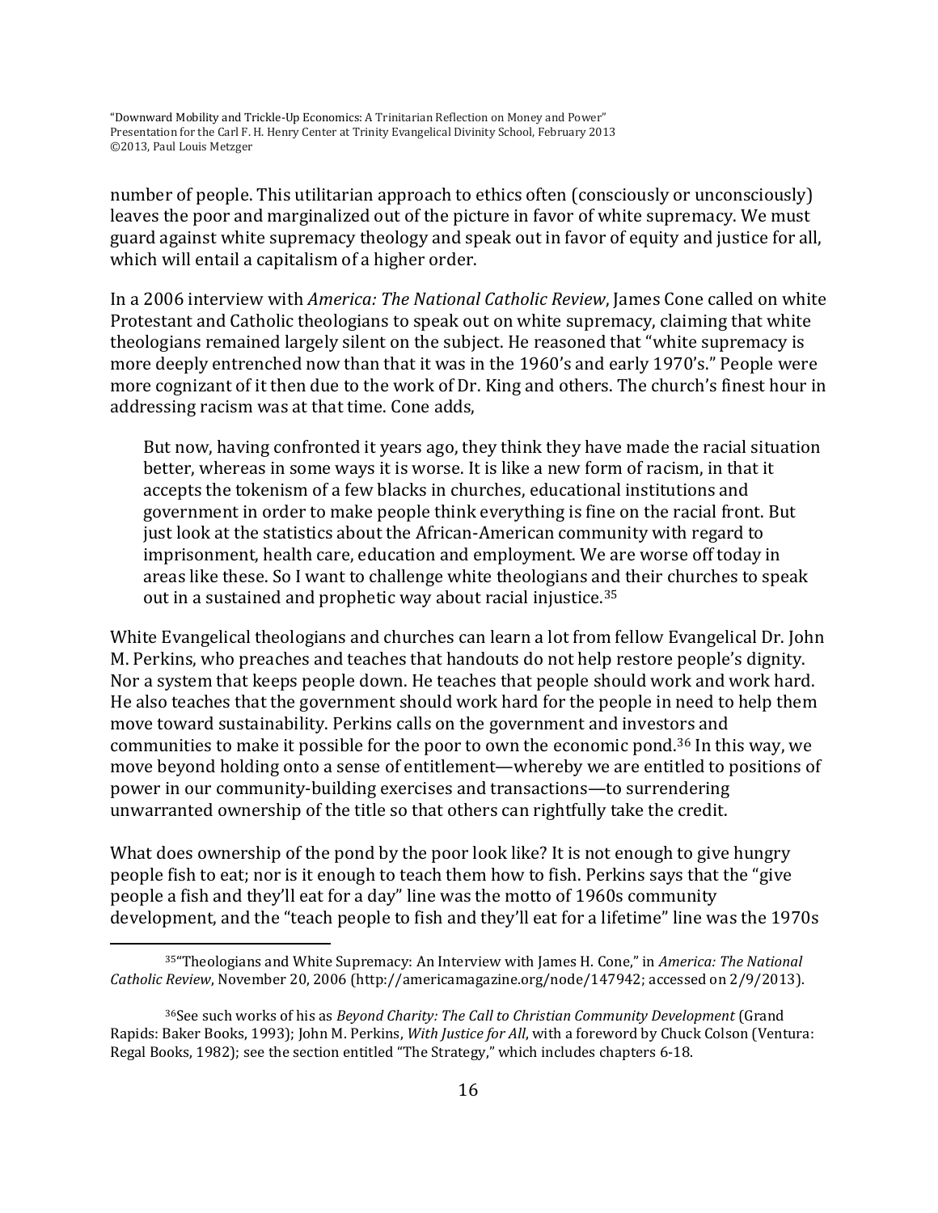number of people. This utilitarian approach to ethics often (consciously or unconsciously) leaves the poor and marginalized out of the picture in favor of white supremacy. We must guard against white supremacy theology and speak out in favor of equity and justice for all, which will entail a capitalism of a higher order.

In a 2006 interview with *America: The National Catholic Review*, James Cone called on white Protestant and Catholic theologians to speak out on white supremacy, claiming that white theologians remained largely silent on the subject. He reasoned that "white supremacy is more deeply entrenched now than that it was in the 1960's and early 1970's." People were more cognizant of it then due to the work of Dr. King and others. The church's finest hour in addressing racism was at that time. Cone adds,

> But now, having confronted it years ago, they think they have made the racial situation better, whereas in some ways it is worse. It is like a new form of racism, in that it accepts the tokenism of a few blacks in churches, educational institutions and government in order to make people think everything is fine on the racial front. But just look at the statistics about the African-American community with regard to imprisonment, health care, education and employment. We are worse off today in areas like these. So I want to challenge white theologians and their churches to speak out in a sustained and prophetic way about racial injustice.[35]

White Evangelical theologians and churches can learn a lot from fellow Evangelical Dr. John M. Perkins, who preaches and teaches that handouts do not help restore people's dignity. Nor a system that keeps people down. He teaches that people should work and work hard. He also teaches that the government should work hard for the people in need to help them move toward sustainability. Perkins calls on the government and investors and communities to make it possible for the poor to own the economic pond.[36] In this way, we move beyond holding onto a sense of entitlement—whereby we are entitled to positions of power in our community-building exercises and transactions—to surrendering unwarranted ownership of the title so that others can rightfully take the credit.

What does ownership of the pond by the poor look like? It is not enough to give hungry people fish to eat; nor is it enough to teach them how to fish. Perkins says that the "give people a fish and they'll eat for a day" line was the motto of 1960s community development, and the "teach people to fish and they'll eat for a lifetime" line was the 1970s

---

[35] "Theologians and White Supremacy: An Interview with James H. Cone," in *America: The National Catholic Review*, November 20, 2006 (http://americamagazine.org/node/147942; accessed on 2/9/2013).

[36] See such works of his as *Beyond Charity: The Call to Christian Community Development* (Grand Rapids: Baker Books, 1993); John M. Perkins, *With Justice for All*, with a foreword by Chuck Colson (Ventura: Regal Books, 1982); see the section entitled "The Strategy," which includes chapters 6-18.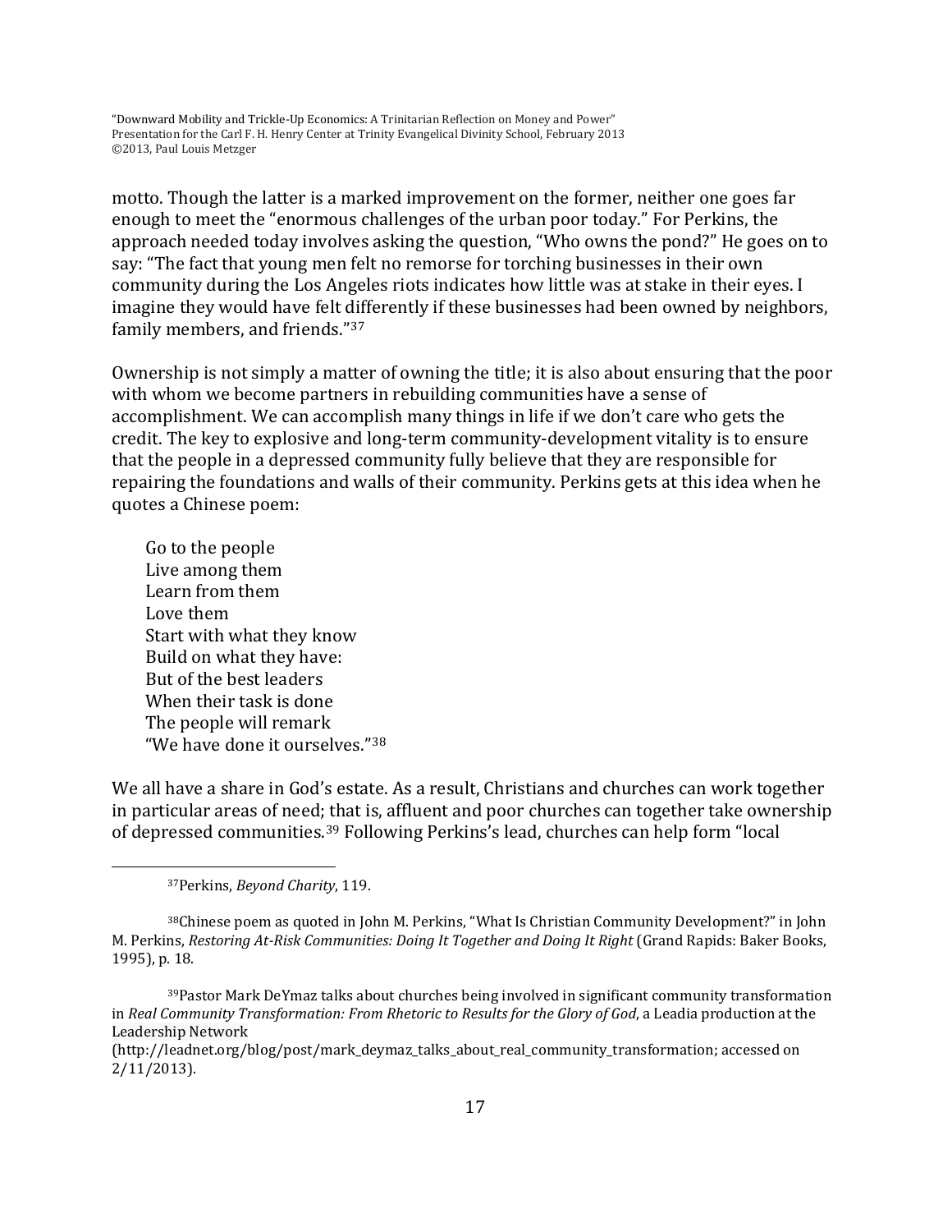motto. Though the latter is a marked improvement on the former, neither one goes far enough to meet the "enormous challenges of the urban poor today." For Perkins, the approach needed today involves asking the question, "Who owns the pond?" He goes on to say: "The fact that young men felt no remorse for torching businesses in their own community during the Los Angeles riots indicates how little was at stake in their eyes. I imagine they would have felt differently if these businesses had been owned by neighbors, family members, and friends."[37]

Ownership is not simply a matter of owning the title; it is also about ensuring that the poor with whom we become partners in rebuilding communities have a sense of accomplishment. We can accomplish many things in life if we don't care who gets the credit. The key to explosive and long-term community-development vitality is to ensure that the people in a depressed community fully believe that they are responsible for repairing the foundations and walls of their community. Perkins gets at this idea when he quotes a Chinese poem:

> Go to the people  
> Live among them  
> Learn from them  
> Love them  
> Start with what they know  
> Build on what they have:  
> But of the best leaders  
> When their task is done  
> The people will remark  
> "We have done it ourselves."[38]

We all have a share in God's estate. As a result, Christians and churches can work together in particular areas of need; that is, affluent and poor churches can together take ownership of depressed communities.[39] Following Perkins's lead, churches can help form "local

---

[37]Perkins, *Beyond Charity*, 119.

[38]Chinese poem as quoted in John M. Perkins, "What Is Christian Community Development?" in John M. Perkins, *Restoring At-Risk Communities: Doing It Together and Doing It Right* (Grand Rapids: Baker Books, 1995), p. 18.

[39]Pastor Mark DeYmaz talks about churches being involved in significant community transformation in *Real Community Transformation: From Rhetoric to Results for the Glory of God*, a Leadia production at the Leadership Network (http://leadnet.org/blog/post/mark_deymaz_talks_about_real_community_transformation; accessed on 2/11/2013).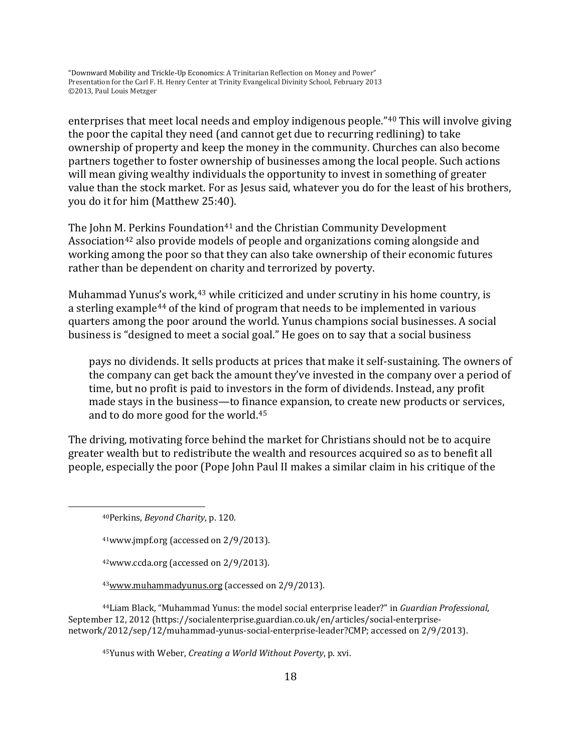enterprises that meet local needs and employ indigenous people."[40] This will involve giving the poor the capital they need (and cannot get due to recurring redlining) to take ownership of property and keep the money in the community. Churches can also become partners together to foster ownership of businesses among the local people. Such actions will mean giving wealthy individuals the opportunity to invest in something of greater value than the stock market. For as Jesus said, whatever you do for the least of his brothers, you do it for him (Matthew 25:40).

The John M. Perkins Foundation[41] and the Christian Community Development Association[42] also provide models of people and organizations coming alongside and working among the poor so that they can also take ownership of their economic futures rather than be dependent on charity and terrorized by poverty.

Muhammad Yunus's work,[43] while criticized and under scrutiny in his home country, is a sterling example[44] of the kind of program that needs to be implemented in various quarters among the poor around the world. Yunus champions social businesses. A social business is "designed to meet a social goal." He goes on to say that a social business

> pays no dividends. It sells products at prices that make it self-sustaining. The owners of the company can get back the amount they've invested in the company over a period of time, but no profit is paid to investors in the form of dividends. Instead, any profit made stays in the business—to finance expansion, to create new products or services, and to do more good for the world.[45]

The driving, motivating force behind the market for Christians should not be to acquire greater wealth but to redistribute the wealth and resources acquired so as to benefit all people, especially the poor (Pope John Paul II makes a similar claim in his critique of the

---

[40] Perkins, *Beyond Charity*, p. 120.

[41] www.jmpf.org (accessed on 2/9/2013).

[42] www.ccda.org (accessed on 2/9/2013).

[43] www.muhammadyunus.org (accessed on 2/9/2013).

[44] Liam Black, "Muhammad Yunus: the model social enterprise leader?" in *Guardian Professional*, September 12, 2012 (https://socialenterprise.guardian.co.uk/en/articles/social-enterprise-network/2012/sep/12/muhammad-yunus-social-enterprise-leader?CMP; accessed on 2/9/2013).

[45] Yunus with Weber, *Creating a World Without Poverty*, p. xvi.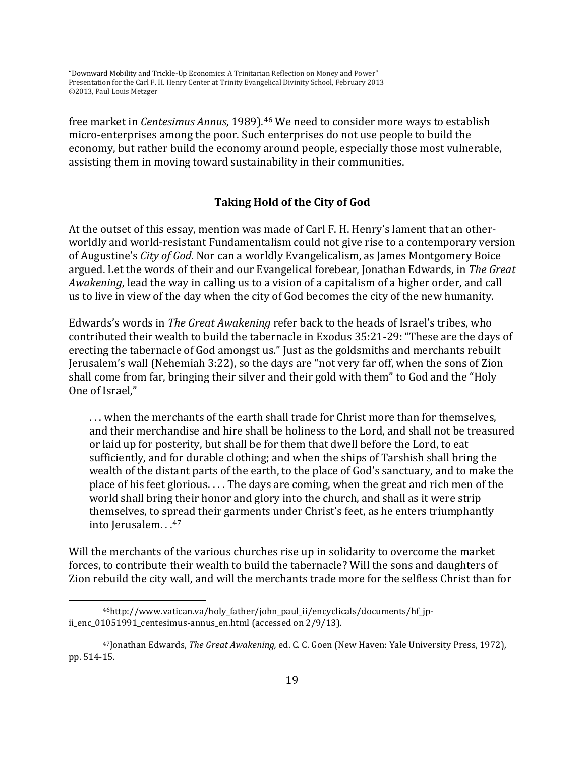free market in *Centesimus Annus*, 1989).[46] We need to consider more ways to establish micro-enterprises among the poor. Such enterprises do not use people to build the economy, but rather build the economy around people, especially those most vulnerable, assisting them in moving toward sustainability in their communities.

## Taking Hold of the City of God

At the outset of this essay, mention was made of Carl F. H. Henry's lament that an other-worldly and world-resistant Fundamentalism could not give rise to a contemporary version of Augustine's *City of God.* Nor can a worldly Evangelicalism, as James Montgomery Boice argued. Let the words of their and our Evangelical forebear, Jonathan Edwards, in *The Great Awakening*, lead the way in calling us to a vision of a capitalism of a higher order, and call us to live in view of the day when the city of God becomes the city of the new humanity.

Edwards's words in *The Great Awakening* refer back to the heads of Israel's tribes, who contributed their wealth to build the tabernacle in Exodus 35:21-29: "These are the days of erecting the tabernacle of God amongst us." Just as the goldsmiths and merchants rebuilt Jerusalem's wall (Nehemiah 3:22), so the days are "not very far off, when the sons of Zion shall come from far, bringing their silver and their gold with them" to God and the "Holy One of Israel,"

> . . . when the merchants of the earth shall trade for Christ more than for themselves, and their merchandise and hire shall be holiness to the Lord, and shall not be treasured or laid up for posterity, but shall be for them that dwell before the Lord, to eat sufficiently, and for durable clothing; and when the ships of Tarshish shall bring the wealth of the distant parts of the earth, to the place of God's sanctuary, and to make the place of his feet glorious. . . . The days are coming, when the great and rich men of the world shall bring their honor and glory into the church, and shall as it were strip themselves, to spread their garments under Christ's feet, as he enters triumphantly into Jerusalem. . .[47]

Will the merchants of the various churches rise up in solidarity to overcome the market forces, to contribute their wealth to build the tabernacle? Will the sons and daughters of Zion rebuild the city wall, and will the merchants trade more for the selfless Christ than for

---

[46] http://www.vatican.va/holy_father/john_paul_ii/encyclicals/documents/hf_jp-ii_enc_01051991_centesimus-annus_en.html (accessed on 2/9/13).

[47] Jonathan Edwards, *The Great Awakening,* ed. C. C. Goen (New Haven: Yale University Press, 1972), pp. 514-15.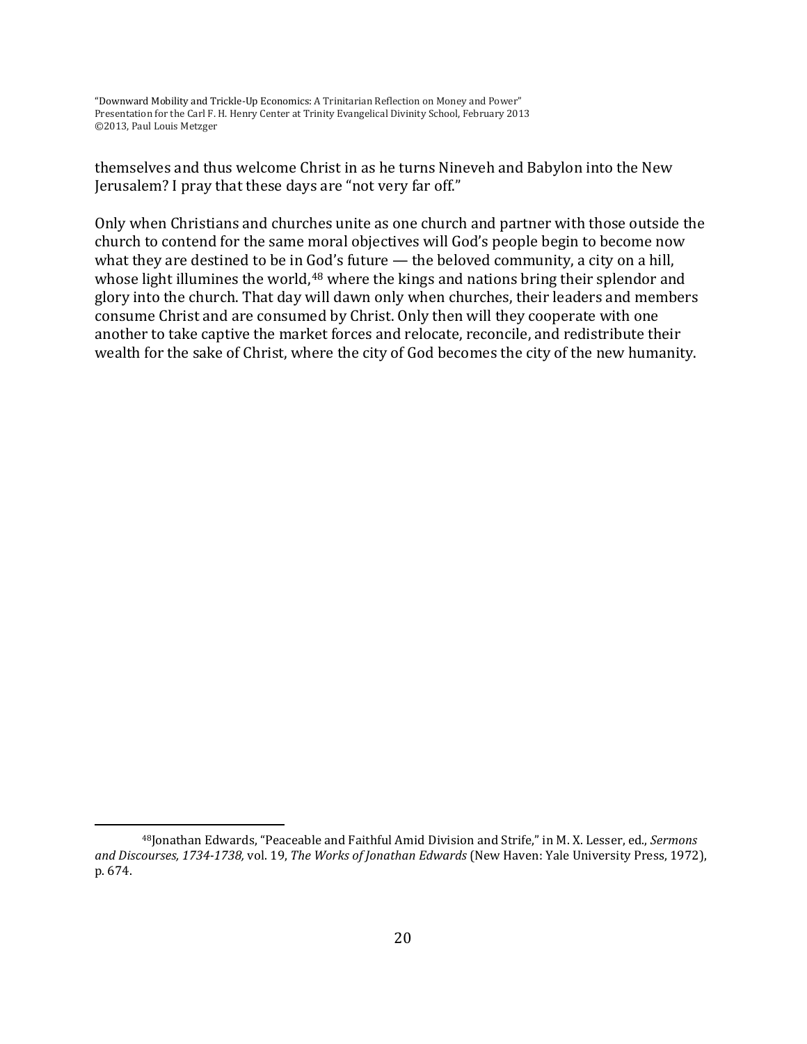themselves and thus welcome Christ in as he turns Nineveh and Babylon into the New Jerusalem? I pray that these days are "not very far off."

Only when Christians and churches unite as one church and partner with those outside the church to contend for the same moral objectives will God's people begin to become now what they are destined to be in God's future — the beloved community, a city on a hill, whose light illumines the world,[48] where the kings and nations bring their splendor and glory into the church. That day will dawn only when churches, their leaders and members consume Christ and are consumed by Christ. Only then will they cooperate with one another to take captive the market forces and relocate, reconcile, and redistribute their wealth for the sake of Christ, where the city of God becomes the city of the new humanity.

---

[48]Jonathan Edwards, "Peaceable and Faithful Amid Division and Strife," in M. X. Lesser, ed., *Sermons and Discourses, 1734-1738,* vol. 19, *The Works of Jonathan Edwards* (New Haven: Yale University Press, 1972), p. 674.